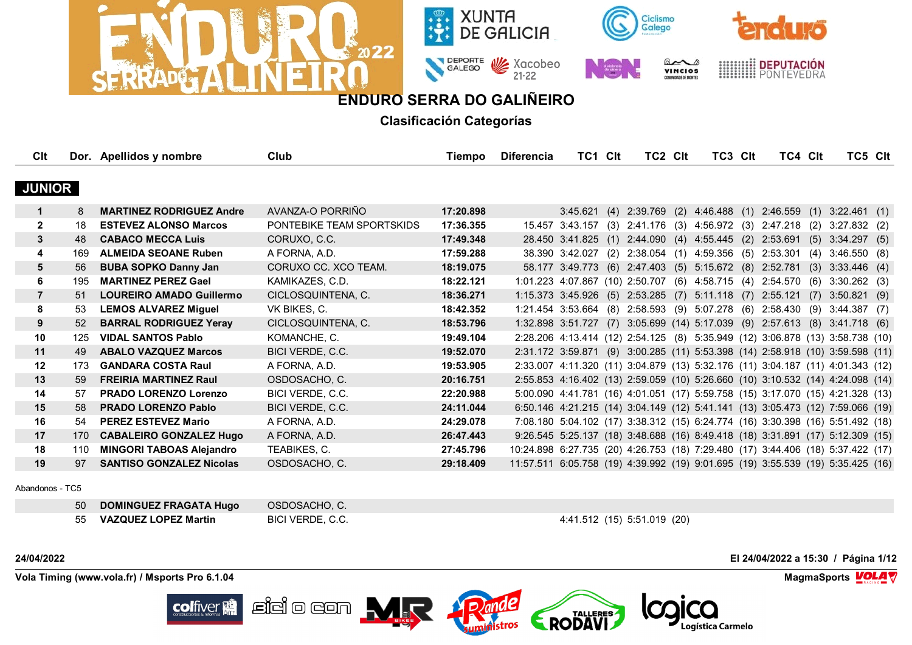# ENDURO SERRA DO GALIÑEIRO

## Clasificación Categorías

### JUNIOR

| Clt | Dor. | Apellidos y nombre | Club | Tiempo | Diferencia | TC1 | Clt | TC2 | Clt | TC3 | Clt | TC4 | Clt | TC5 | Clt |
|---|---|---|---|---|---|---|---|---|---|---|---|---|---|---|---|
| 1 | 8 | **MARTINEZ RODRIGUEZ Andre** | AVANZA-O PORRIÑO | **17:20.898** | | 3:45.621 | (4) | 2:39.769 | (2) | 4:46.488 | (1) | 2:46.559 | (1) | 3:22.461 | (1) |
| 2 | 18 | **ESTEVEZ ALONSO Marcos** | PONTEBIKE TEAM SPORTSKIDS | **17:36.355** | 15.457 | 3:43.157 | (3) | 2:41.176 | (3) | 4:56.972 | (3) | 2:47.218 | (2) | 3:27.832 | (2) |
| 3 | 48 | **CABACO MECCA Luis** | CORUXO, C.C. | **17:49.348** | 28.450 | 3:41.825 | (1) | 2:44.090 | (4) | 4:55.445 | (2) | 2:53.691 | (5) | 3:34.297 | (5) |
| 4 | 169 | **ALMEIDA SEOANE Ruben** | A FORNA, A.D. | **17:59.288** | 38.390 | 3:42.027 | (2) | 2:38.054 | (1) | 4:59.356 | (5) | 2:53.301 | (4) | 3:46.550 | (8) |
| 5 | 56 | **BUBA SOPKO Danny Jan** | CORUXO CC. XCO TEAM. | **18:19.075** | 58.177 | 3:49.773 | (6) | 2:47.403 | (5) | 5:15.672 | (8) | 2:52.781 | (3) | 3:33.446 | (4) |
| 6 | 195 | **MARTINEZ PEREZ Gael** | KAMIKAZES, C.D. | **18:22.121** | 1:01.223 | 4:07.867 | (10) | 2:50.707 | (6) | 4:58.715 | (4) | 2:54.570 | (6) | 3:30.262 | (3) |
| 7 | 51 | **LOUREIRO AMADO Guillermo** | CICLOSQUINTENA, C. | **18:36.271** | 1:15.373 | 3:45.926 | (5) | 2:53.285 | (7) | 5:11.118 | (7) | 2:55.121 | (7) | 3:50.821 | (9) |
| 8 | 53 | **LEMOS ALVAREZ Miguel** | VK BIKES, C. | **18:42.352** | 1:21.454 | 3:53.664 | (8) | 2:58.593 | (9) | 5:07.278 | (6) | 2:58.430 | (9) | 3:44.387 | (7) |
| 9 | 52 | **BARRAL RODRIGUEZ Yeray** | CICLOSQUINTENA, C. | **18:53.796** | 1:32.898 | 3:51.727 | (7) | 3:05.699 | (14) | 5:17.039 | (9) | 2:57.613 | (8) | 3:41.718 | (6) |
| 10 | 125 | **VIDAL SANTOS Pablo** | KOMANCHE, C. | **19:49.104** | 2:28.206 | 4:13.414 | (12) | 2:54.125 | (8) | 5:35.949 | (12) | 3:06.878 | (13) | 3:58.738 | (10) |
| 11 | 49 | **ABALO VAZQUEZ Marcos** | BICI VERDE, C.C. | **19:52.070** | 2:31.172 | 3:59.871 | (9) | 3:00.285 | (11) | 5:53.398 | (14) | 2:58.918 | (10) | 3:59.598 | (11) |
| 12 | 173 | **GANDARA COSTA Raul** | A FORNA, A.D. | **19:53.905** | 2:33.007 | 4:11.320 | (11) | 3:04.879 | (13) | 5:32.176 | (11) | 3:04.187 | (11) | 4:01.343 | (12) |
| 13 | 59 | **FREIRIA MARTINEZ Raul** | OSDOSACHO, C. | **20:16.751** | 2:55.853 | 4:16.402 | (13) | 2:59.059 | (10) | 5:26.660 | (10) | 3:10.532 | (14) | 4:24.098 | (14) |
| 14 | 57 | **PRADO LORENZO Lorenzo** | BICI VERDE, C.C. | **22:20.988** | 5:00.090 | 4:41.781 | (16) | 4:01.051 | (17) | 5:59.758 | (15) | 3:17.070 | (15) | 4:21.328 | (13) |
| 15 | 58 | **PRADO LORENZO Pablo** | BICI VERDE, C.C. | **24:11.044** | 6:50.146 | 4:21.215 | (14) | 3:04.149 | (12) | 5:41.141 | (13) | 3:05.473 | (12) | 7:59.066 | (19) |
| 16 | 54 | **PEREZ ESTEVEZ Mario** | A FORNA, A.D. | **24:29.078** | 7:08.180 | 5:04.102 | (17) | 3:38.312 | (15) | 6:24.774 | (16) | 3:30.398 | (16) | 5:51.492 | (18) |
| 17 | 170 | **CABALEIRO GONZALEZ Hugo** | A FORNA, A.D. | **26:47.443** | 9:26.545 | 5:25.137 | (18) | 3:48.688 | (16) | 8:49.418 | (18) | 3:31.891 | (17) | 5:12.309 | (15) |
| 18 | 110 | **MINGORI TABOAS Alejandro** | TEABIKES, C. | **27:45.796** | 10:24.898 | 6:27.735 | (20) | 4:26.753 | (18) | 7:29.480 | (17) | 3:44.406 | (18) | 5:37.422 | (17) |
| 19 | 97 | **SANTISO GONZALEZ Nicolas** | OSDOSACHO, C. | **29:18.409** | 11:57.511 | 6:05.758 | (19) | 4:39.992 | (19) | 9:01.695 | (19) | 3:55.539 | (19) | 5:35.425 | (16) |

Abandonos - TC5

| Clt | Dor. | Apellidos y nombre | Club | Tiempo | Diferencia | TC1 | Clt | TC2 | Clt | TC3 | Clt | TC4 | Clt | TC5 | Clt |
|---|---|---|---|---|---|---|---|---|---|---|---|---|---|---|---|
| | 50 | **DOMINGUEZ FRAGATA Hugo** | OSDOSACHO, C. | | | | | | | | | | | | |
| | 55 | **VAZQUEZ LOPEZ Martin** | BICI VERDE, C.C. | | | 4:41.512 | (15) | 5:51.019 | (20) | | | | | | |

24/04/2022

El 24/04/2022 a 15:30

Vola Timing (www.vola.fr) / Msports Pro 6.1.04

MagmaSports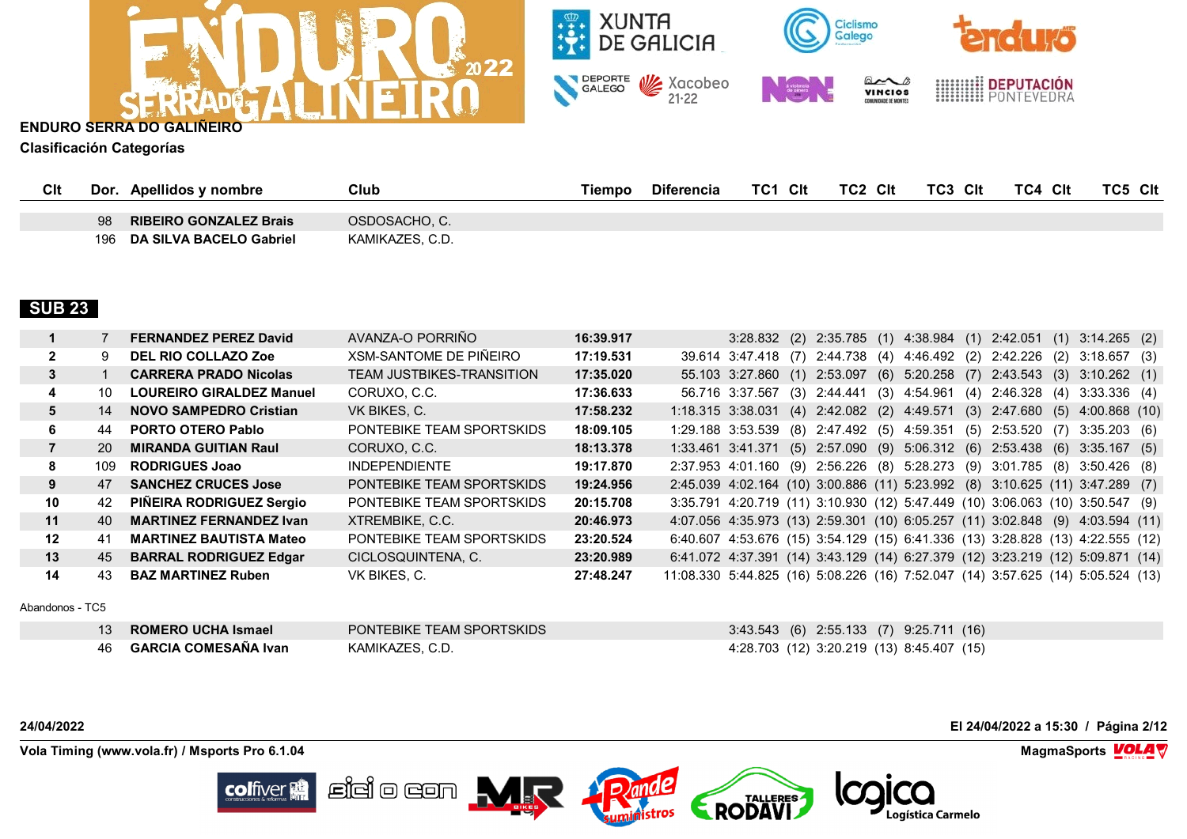**ENDURO SERRA DO GALIÑEIRO**

**Clasificación Categorías**

| Clt | Dor. | Apellidos y nombre | Club | Tiempo | Diferencia | TC1 | Clt | TC2 | Clt | TC3 | Clt | TC4 | Clt | TC5 | Clt |
|---|---|---|---|---|---|---|---|---|---|---|---|---|---|---|---|
| | 98 | **RIBEIRO GONZALEZ Brais** | OSDOSACHO, C. | | | | | | | | | | | | |
| | 196 | **DA SILVA BACELO Gabriel** | KAMIKAZES, C.D. | | | | | | | | | | | | |

## SUB 23

| Clt | Dor. | Apellidos y nombre | Club | Tiempo | Diferencia | TC1 | Clt | TC2 | Clt | TC3 | Clt | TC4 | Clt | TC5 | Clt |
|---|---|---|---|---|---|---|---|---|---|---|---|---|---|---|---|
| **1** | 7 | **FERNANDEZ PEREZ David** | AVANZA-O PORRIÑO | **16:39.917** | | 3:28.832 | (2) | 2:35.785 | (1) | 4:38.984 | (1) | 2:42.051 | (1) | 3:14.265 | (2) |
| **2** | 9 | **DEL RIO COLLAZO Zoe** | XSM-SANTOME DE PIÑEIRO | **17:19.531** | 39.614 | 3:47.418 | (7) | 2:44.738 | (4) | 4:46.492 | (2) | 2:42.226 | (2) | 3:18.657 | (3) |
| **3** | 1 | **CARRERA PRADO Nicolas** | TEAM JUSTBIKES-TRANSITION | **17:35.020** | 55.103 | 3:27.860 | (1) | 2:53.097 | (6) | 5:20.258 | (7) | 2:43.543 | (3) | 3:10.262 | (1) |
| **4** | 10 | **LOUREIRO GIRALDEZ Manuel** | CORUXO, C.C. | **17:36.633** | 56.716 | 3:37.567 | (3) | 2:44.441 | (3) | 4:54.961 | (4) | 2:46.328 | (4) | 3:33.336 | (4) |
| **5** | 14 | **NOVO SAMPEDRO Cristian** | VK BIKES, C. | **17:58.232** | 1:18.315 | 3:38.031 | (4) | 2:42.082 | (2) | 4:49.571 | (3) | 2:47.680 | (5) | 4:00.868 | (10) |
| **6** | 44 | **PORTO OTERO Pablo** | PONTEBIKE TEAM SPORTSKIDS | **18:09.105** | 1:29.188 | 3:53.539 | (8) | 2:47.492 | (5) | 4:59.351 | (5) | 2:53.520 | (7) | 3:35.203 | (6) |
| **7** | 20 | **MIRANDA GUITIAN Raul** | CORUXO, C.C. | **18:13.378** | 1:33.461 | 3:41.371 | (5) | 2:57.090 | (9) | 5:06.312 | (6) | 2:53.438 | (6) | 3:35.167 | (5) |
| **8** | 109 | **RODRIGUES Joao** | INDEPENDIENTE | **19:17.870** | 2:37.953 | 4:01.160 | (9) | 2:56.226 | (8) | 5:28.273 | (9) | 3:01.785 | (8) | 3:50.426 | (8) |
| **9** | 47 | **SANCHEZ CRUCES Jose** | PONTEBIKE TEAM SPORTSKIDS | **19:24.956** | 2:45.039 | 4:02.164 | (10) | 3:00.886 | (11) | 5:23.992 | (8) | 3:10.625 | (11) | 3:47.289 | (7) |
| **10** | 42 | **PIÑEIRA RODRIGUEZ Sergio** | PONTEBIKE TEAM SPORTSKIDS | **20:15.708** | 3:35.791 | 4:20.719 | (11) | 3:10.930 | (12) | 5:47.449 | (10) | 3:06.063 | (10) | 3:50.547 | (9) |
| **11** | 40 | **MARTINEZ FERNANDEZ Ivan** | XTREMBIKE, C.C. | **20:46.973** | 4:07.056 | 4:35.973 | (13) | 2:59.301 | (10) | 6:05.257 | (11) | 3:02.848 | (9) | 4:03.594 | (11) |
| **12** | 41 | **MARTINEZ BAUTISTA Mateo** | PONTEBIKE TEAM SPORTSKIDS | **23:20.524** | 6:40.607 | 4:53.676 | (15) | 3:54.129 | (15) | 6:41.336 | (13) | 3:28.828 | (13) | 4:22.555 | (12) |
| **13** | 45 | **BARRAL RODRIGUEZ Edgar** | CICLOSQUINTENA, C. | **23:20.989** | 6:41.072 | 4:37.391 | (14) | 3:43.129 | (14) | 6:27.379 | (12) | 3:23.219 | (12) | 5:09.871 | (14) |
| **14** | 43 | **BAZ MARTINEZ Ruben** | VK BIKES, C. | **27:48.247** | 11:08.330 | 5:44.825 | (16) | 5:08.226 | (16) | 7:52.047 | (14) | 3:57.625 | (14) | 5:05.524 | (13) |

Abandonos - TC5

| Clt | Dor. | Apellidos y nombre | Club | Tiempo | Diferencia | TC1 | Clt | TC2 | Clt | TC3 | Clt | TC4 | Clt | TC5 | Clt |
|---|---|---|---|---|---|---|---|---|---|---|---|---|---|---|---|
| | 13 | **ROMERO UCHA Ismael** | PONTEBIKE TEAM SPORTSKIDS | | | 3:43.543 | (6) | 2:55.133 | (7) | 9:25.711 | (16) | | | | |
| | 46 | **GARCIA COMESAÑA Ivan** | KAMIKAZES, C.D. | | | 4:28.703 | (12) | 3:20.219 | (13) | 8:45.407 | (15) | | | | |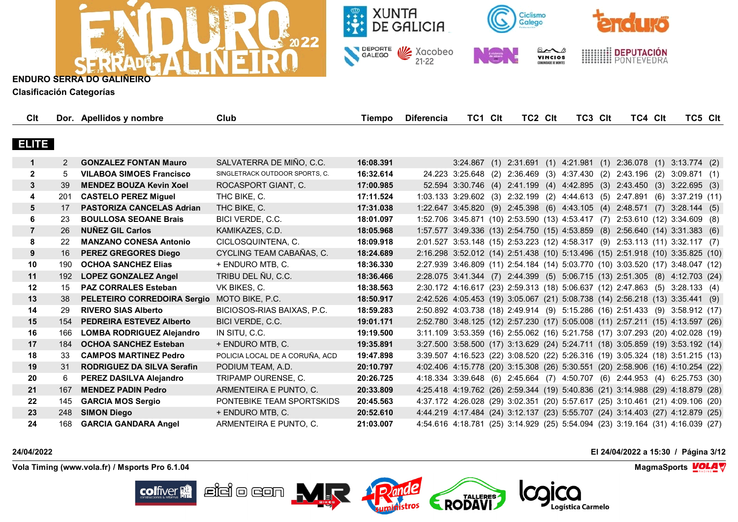# ENDURO SERRA DO GALIÑEIRO

**Clasificación Categorías**

## ELITE

| Clt | Dor. | Apellidos y nombre | Club | Tiempo | Diferencia | TC1 | Clt | TC2 | Clt | TC3 | Clt | TC4 | Clt | TC5 | Clt |
|---|---|---|---|---|---|---|---|---|---|---|---|---|---|---|---|
| 1 | 2 | **GONZALEZ FONTAN Mauro** | SALVATERRA DE MIÑO, C.C. | **16:08.391** | | 3:24.867 | (1) | 2:31.691 | (1) | 4:21.981 | (1) | 2:36.078 | (1) | 3:13.774 | (2) |
| 2 | 5 | **VILABOA SIMOES Francisco** | SINGLETRACK OUTDOOR SPORTS, C. | **16:32.614** | 24.223 | 3:25.648 | (2) | 2:36.469 | (3) | 4:37.430 | (2) | 2:43.196 | (2) | 3:09.871 | (1) |
| 3 | 39 | **MENDEZ BOUZA Kevin Xoel** | ROCASPORT GIANT, C. | **17:00.985** | 52.594 | 3:30.746 | (4) | 2:41.199 | (4) | 4:42.895 | (3) | 2:43.450 | (3) | 3:22.695 | (3) |
| 4 | 201 | **CASTELO PEREZ Miguel** | THC BIKE, C. | **17:11.524** | 1:03.133 | 3:29.602 | (3) | 2:32.199 | (2) | 4:44.613 | (5) | 2:47.891 | (6) | 3:37.219 | (11) |
| 5 | 17 | **PASTORIZA CANCELAS Adrian** | THC BIKE, C. | **17:31.038** | 1:22.647 | 3:45.820 | (9) | 2:45.398 | (6) | 4:43.105 | (4) | 2:48.571 | (7) | 3:28.144 | (5) |
| 6 | 23 | **BOULLOSA SEOANE Brais** | BICI VERDE, C.C. | **18:01.097** | 1:52.706 | 3:45.871 | (10) | 2:53.590 | (13) | 4:53.417 | (7) | 2:53.610 | (12) | 3:34.609 | (8) |
| 7 | 26 | **NUÑEZ GIL Carlos** | KAMIKAZES, C.D. | **18:05.968** | 1:57.577 | 3:49.336 | (13) | 2:54.750 | (15) | 4:53.859 | (8) | 2:56.640 | (14) | 3:31.383 | (6) |
| 8 | 22 | **MANZANO CONESA Antonio** | CICLOSQUINTENA, C. | **18:09.918** | 2:01.527 | 3:53.148 | (15) | 2:53.223 | (12) | 4:58.317 | (9) | 2:53.113 | (11) | 3:32.117 | (7) |
| 9 | 16 | **PEREZ GREGORES Diego** | CYCLING TEAM CABAÑAS, C. | **18:24.689** | 2:16.298 | 3:52.012 | (14) | 2:51.438 | (10) | 5:13.496 | (15) | 2:51.918 | (10) | 3:35.825 | (10) |
| 10 | 190 | **OCHOA SANCHEZ Elias** | + ENDURO MTB, C. | **18:36.330** | 2:27.939 | 3:46.809 | (11) | 2:54.184 | (14) | 5:03.770 | (10) | 3:03.520 | (17) | 3:48.047 | (12) |
| 11 | 192 | **LOPEZ GONZALEZ Angel** | TRIBU DEL ÑU, C.C. | **18:36.466** | 2:28.075 | 3:41.344 | (7) | 2:44.399 | (5) | 5:06.715 | (13) | 2:51.305 | (8) | 4:12.703 | (24) |
| 12 | 15 | **PAZ CORRALES Esteban** | VK BIKES, C. | **18:38.563** | 2:30.172 | 4:16.617 | (23) | 2:59.313 | (18) | 5:06.637 | (12) | 2:47.863 | (5) | 3:28.133 | (4) |
| 13 | 38 | **PELETEIRO CORREDOIRA Sergio** | MOTO BIKE, P.C. | **18:50.917** | 2:42.526 | 4:05.453 | (19) | 3:05.067 | (21) | 5:08.738 | (14) | 2:56.218 | (13) | 3:35.441 | (9) |
| 14 | 29 | **RIVERO SIAS Alberto** | BICIOSOS-RIAS BAIXAS, P.C. | **18:59.283** | 2:50.892 | 4:03.738 | (18) | 2:49.914 | (9) | 5:15.286 | (16) | 2:51.433 | (9) | 3:58.912 | (17) |
| 15 | 154 | **PEDREIRA ESTEVEZ Alberto** | BICI VERDE, C.C. | **19:01.171** | 2:52.780 | 3:48.125 | (12) | 2:57.230 | (17) | 5:05.008 | (11) | 2:57.211 | (15) | 4:13.597 | (26) |
| 16 | 166 | **LOMBA RODRIGUEZ Alejandro** | IN SITU, C.C. | **19:19.500** | 3:11.109 | 3:53.359 | (16) | 2:55.062 | (16) | 5:21.758 | (17) | 3:07.293 | (20) | 4:02.028 | (19) |
| 17 | 184 | **OCHOA SANCHEZ Esteban** | + ENDURO MTB, C. | **19:35.891** | 3:27.500 | 3:58.500 | (17) | 3:13.629 | (24) | 5:24.711 | (18) | 3:05.859 | (19) | 3:53.192 | (14) |
| 18 | 33 | **CAMPOS MARTINEZ Pedro** | POLICIA LOCAL DE A CORUÑA, ACD | **19:47.898** | 3:39.507 | 4:16.523 | (22) | 3:08.520 | (22) | 5:26.316 | (19) | 3:05.324 | (18) | 3:51.215 | (13) |
| 19 | 31 | **RODRIGUEZ DA SILVA Serafin** | PODIUM TEAM, A.D. | **20:10.797** | 4:02.406 | 4:15.778 | (20) | 3:15.308 | (26) | 5:30.551 | (20) | 2:58.906 | (16) | 4:10.254 | (22) |
| 20 | 6 | **PEREZ DASILVA Alejandro** | TRIPAMP OURENSE, C. | **20:26.725** | 4:18.334 | 3:39.648 | (6) | 2:45.664 | (7) | 4:50.707 | (6) | 2:44.953 | (4) | 6:25.753 | (30) |
| 21 | 167 | **MENDEZ PADIN Pedro** | ARMENTEIRA E PUNTO, C. | **20:33.809** | 4:25.418 | 4:19.762 | (26) | 2:59.344 | (19) | 5:40.836 | (21) | 3:14.988 | (29) | 4:18.879 | (28) |
| 22 | 145 | **GARCIA MOS Sergio** | PONTEBIKE TEAM SPORTSKIDS | **20:45.563** | 4:37.172 | 4:26.028 | (29) | 3:02.351 | (20) | 5:57.617 | (25) | 3:10.461 | (21) | 4:09.106 | (20) |
| 23 | 248 | **SIMON Diego** | + ENDURO MTB, C. | **20:52.610** | 4:44.219 | 4:17.484 | (24) | 3:12.137 | (23) | 5:55.707 | (24) | 3:14.403 | (27) | 4:12.879 | (25) |
| 24 | 168 | **GARCIA GANDARA Angel** | ARMENTEIRA E PUNTO, C. | **21:03.007** | 4:54.616 | 4:18.781 | (25) | 3:14.929 | (25) | 5:54.094 | (23) | 3:19.164 | (31) | 4:16.039 | (27) |

**24/04/2022** | **El 24/04/2022 a 15:30**

**Vola Timing (www.vola.fr) / Msports Pro 6.1.04** | **MagmaSports**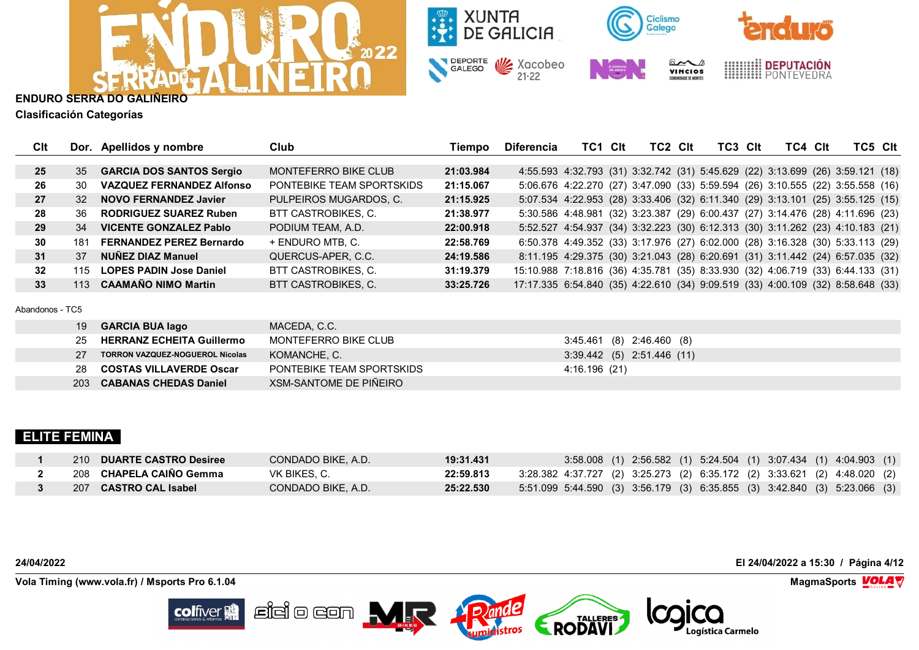**ENDURO SERRA DO GALIÑEIRO**

**Clasificación Categorías**

| Clt | Dor. | Apellidos y nombre | Club | Tiempo | Diferencia | TC1 | Clt | TC2 | Clt | TC3 | Clt | TC4 | Clt | TC5 | Clt |
|---|---|---|---|---|---|---|---|---|---|---|---|---|---|---|---|
| **25** | 35 | **GARCIA DOS SANTOS Sergio** | MONTEFERRO BIKE CLUB | **21:03.984** | 4:55.593 | 4:32.793 | (31) | 3:32.742 | (31) | 5:45.629 | (22) | 3:13.699 | (26) | 3:59.121 | (18) |
| **26** | 30 | **VAZQUEZ FERNANDEZ Alfonso** | PONTEBIKE TEAM SPORTSKIDS | **21:15.067** | 5:06.676 | 4:22.270 | (27) | 3:47.090 | (33) | 5:59.594 | (26) | 3:10.555 | (22) | 3:55.558 | (16) |
| **27** | 32 | **NOVO FERNANDEZ Javier** | PULPEIROS MUGARDOS, C. | **21:15.925** | 5:07.534 | 4:22.953 | (28) | 3:33.406 | (32) | 6:11.340 | (29) | 3:13.101 | (25) | 3:55.125 | (15) |
| **28** | 36 | **RODRIGUEZ SUAREZ Ruben** | BTT CASTROBIKES, C. | **21:38.977** | 5:30.586 | 4:48.981 | (32) | 3:23.387 | (29) | 6:00.437 | (27) | 3:14.476 | (28) | 4:11.696 | (23) |
| **29** | 34 | **VICENTE GONZALEZ Pablo** | PODIUM TEAM, A.D. | **22:00.918** | 5:52.527 | 4:54.937 | (34) | 3:32.223 | (30) | 6:12.313 | (30) | 3:11.262 | (23) | 4:10.183 | (21) |
| **30** | 181 | **FERNANDEZ PEREZ Bernardo** | + ENDURO MTB, C. | **22:58.769** | 6:50.378 | 4:49.352 | (33) | 3:17.976 | (27) | 6:02.000 | (28) | 3:16.328 | (30) | 5:33.113 | (29) |
| **31** | 37 | **NUÑEZ DIAZ Manuel** | QUERCUS-APER, C.C. | **24:19.586** | 8:11.195 | 4:29.375 | (30) | 3:21.043 | (28) | 6:20.691 | (31) | 3:11.442 | (24) | 6:57.035 | (32) |
| **32** | 115 | **LOPES PADIN Jose Daniel** | BTT CASTROBIKES, C. | **31:19.379** | 15:10.988 | 7:18.816 | (36) | 4:35.781 | (35) | 8:33.930 | (32) | 4:06.719 | (33) | 6:44.133 | (31) |
| **33** | 113 | **CAAMAÑO NIMO Martin** | BTT CASTROBIKES, C. | **33:25.726** | 17:17.335 | 6:54.840 | (35) | 4:22.610 | (34) | 9:09.519 | (33) | 4:00.109 | (32) | 8:58.648 | (33) |

Abandonos - TC5

| Clt | Dor. | Apellidos y nombre | Club | Tiempo | Diferencia | TC1 | Clt | TC2 | Clt | TC3 | Clt | TC4 | Clt | TC5 | Clt |
|---|---|---|---|---|---|---|---|---|---|---|---|---|---|---|---|
| | 19 | **GARCIA BUA Iago** | MACEDA, C.C. | | | | | | | | | | | | |
| | 25 | **HERRANZ ECHEITA Guillermo** | MONTEFERRO BIKE CLUB | | | 3:45.461 | (8) | 2:46.460 | (8) | | | | | | |
| | 27 | **TORRON VAZQUEZ-NOGUEROL Nicolas** | KOMANCHE, C. | | | 3:39.442 | (5) | 2:51.446 | (11) | | | | | | |
| | 28 | **COSTAS VILLAVERDE Oscar** | PONTEBIKE TEAM SPORTSKIDS | | | 4:16.196 | (21) | | | | | | | | |
| | 203 | **CABANAS CHEDAS Daniel** | XSM-SANTOME DE PIÑEIRO | | | | | | | | | | | | |

## ELITE FEMINA

| Clt | Dor. | Apellidos y nombre | Club | Tiempo | Diferencia | TC1 | Clt | TC2 | Clt | TC3 | Clt | TC4 | Clt | TC5 | Clt |
|---|---|---|---|---|---|---|---|---|---|---|---|---|---|---|---|
| **1** | 210 | **DUARTE CASTRO Desiree** | CONDADO BIKE, A.D. | **19:31.431** | | 3:58.008 | (1) | 2:56.582 | (1) | 5:24.504 | (1) | 3:07.434 | (1) | 4:04.903 | (1) |
| **2** | 208 | **CHAPELA CAIÑO Gemma** | VK BIKES, C. | **22:59.813** | 3:28.382 | 4:37.727 | (2) | 3:25.273 | (2) | 6:35.172 | (2) | 3:33.621 | (2) | 4:48.020 | (2) |
| **3** | 207 | **CASTRO CAL Isabel** | CONDADO BIKE, A.D. | **25:22.530** | 5:51.099 | 5:44.590 | (3) | 3:56.179 | (3) | 6:35.855 | (3) | 3:42.840 | (3) | 5:23.066 | (3) |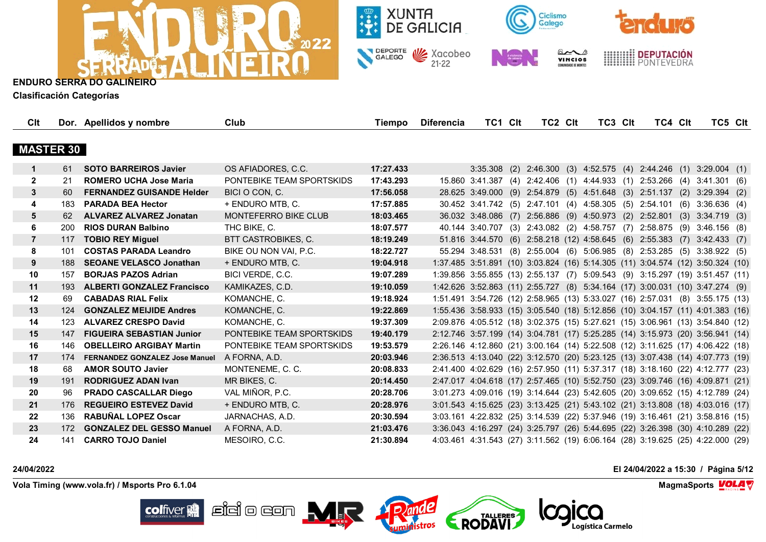**ENDURO SERRA DO GALIÑEIRO**

**Clasificación Categorías**

## MASTER 30

| Clt | Dor. | Apellidos y nombre | Club | Tiempo | Diferencia | TC1 | Clt | TC2 | Clt | TC3 | Clt | TC4 | Clt | TC5 | Clt |
|---|---|---|---|---|---|---|---|---|---|---|---|---|---|---|---|
| 1 | 61 | SOTO BARREIROS Javier | OS AFIADORES, C.C. | 17:27.433 | | 3:35.308 | (2) | 2:46.300 | (3) | 4:52.575 | (4) | 2:44.246 | (1) | 3:29.004 | (1) |
| 2 | 21 | ROMERO UCHA Jose Maria | PONTEBIKE TEAM SPORTSKIDS | 17:43.293 | 15.860 | 3:41.387 | (4) | 2:42.406 | (1) | 4:44.933 | (1) | 2:53.266 | (4) | 3:41.301 | (6) |
| 3 | 60 | FERNANDEZ GUISANDE Helder | BICI O CON, C. | 17:56.058 | 28.625 | 3:49.000 | (9) | 2:54.879 | (5) | 4:51.648 | (3) | 2:51.137 | (2) | 3:29.394 | (2) |
| 4 | 183 | PARADA BEA Hector | + ENDURO MTB, C. | 17:57.885 | 30.452 | 3:41.742 | (5) | 2:47.101 | (4) | 4:58.305 | (5) | 2:54.101 | (6) | 3:36.636 | (4) |
| 5 | 62 | ALVAREZ ALVAREZ Jonatan | MONTEFERRO BIKE CLUB | 18:03.465 | 36.032 | 3:48.086 | (7) | 2:56.886 | (9) | 4:50.973 | (2) | 2:52.801 | (3) | 3:34.719 | (3) |
| 6 | 200 | RIOS DURAN Balbino | THC BIKE, C. | 18:07.577 | 40.144 | 3:40.707 | (3) | 2:43.082 | (2) | 4:58.757 | (7) | 2:58.875 | (9) | 3:46.156 | (8) |
| 7 | 117 | TOBIO REY Miguel | BTT CASTROBIKES, C. | 18:19.249 | 51.816 | 3:44.570 | (6) | 2:58.218 | (12) | 4:58.645 | (6) | 2:55.383 | (7) | 3:42.433 | (7) |
| 8 | 101 | COSTAS PARADA Leandro | BIKE OU NON VAI, P.C. | 18:22.727 | 55.294 | 3:48.531 | (8) | 2:55.004 | (6) | 5:06.985 | (8) | 2:53.285 | (5) | 3:38.922 | (5) |
| 9 | 188 | SEOANE VELASCO Jonathan | + ENDURO MTB, C. | 19:04.918 | 1:37.485 | 3:51.891 | (10) | 3:03.824 | (16) | 5:14.305 | (11) | 3:04.574 | (12) | 3:50.324 | (10) |
| 10 | 157 | BORJAS PAZOS Adrian | BICI VERDE, C.C. | 19:07.289 | 1:39.856 | 3:55.855 | (13) | 2:55.137 | (7) | 5:09.543 | (9) | 3:15.297 | (19) | 3:51.457 | (11) |
| 11 | 193 | ALBERTI GONZALEZ Francisco | KAMIKAZES, C.D. | 19:10.059 | 1:42.626 | 3:52.863 | (11) | 2:55.727 | (8) | 5:34.164 | (17) | 3:00.031 | (10) | 3:47.274 | (9) |
| 12 | 69 | CABADAS RIAL Felix | KOMANCHE, C. | 19:18.924 | 1:51.491 | 3:54.726 | (12) | 2:58.965 | (13) | 5:33.027 | (16) | 2:57.031 | (8) | 3:55.175 | (13) |
| 13 | 124 | GONZALEZ MEIJIDE Andres | KOMANCHE, C. | 19:22.869 | 1:55.436 | 3:58.933 | (15) | 3:05.540 | (18) | 5:12.856 | (10) | 3:04.157 | (11) | 4:01.383 | (16) |
| 14 | 123 | ALVAREZ CRESPO David | KOMANCHE, C. | 19:37.309 | 2:09.876 | 4:05.512 | (18) | 3:02.375 | (15) | 5:27.621 | (15) | 3:06.961 | (13) | 3:54.840 | (12) |
| 15 | 147 | FIGUEIRA SEBASTIAN Junior | PONTEBIKE TEAM SPORTSKIDS | 19:40.179 | 2:12.746 | 3:57.199 | (14) | 3:04.781 | (17) | 5:25.285 | (14) | 3:15.973 | (20) | 3:56.941 | (14) |
| 16 | 146 | OBELLEIRO ARGIBAY Martin | PONTEBIKE TEAM SPORTSKIDS | 19:53.579 | 2:26.146 | 4:12.860 | (21) | 3:00.164 | (14) | 5:22.508 | (12) | 3:11.625 | (17) | 4:06.422 | (18) |
| 17 | 174 | FERNANDEZ GONZALEZ Jose Manuel | A FORNA, A.D. | 20:03.946 | 2:36.513 | 4:13.040 | (22) | 3:12.570 | (20) | 5:23.125 | (13) | 3:07.438 | (14) | 4:07.773 | (19) |
| 18 | 68 | AMOR SOUTO Javier | MONTENEME, C. C. | 20:08.833 | 2:41.400 | 4:02.629 | (16) | 2:57.950 | (11) | 5:37.317 | (18) | 3:18.160 | (22) | 4:12.777 | (23) |
| 19 | 191 | RODRIGUEZ ADAN Ivan | MR BIKES, C. | 20:14.450 | 2:47.017 | 4:04.618 | (17) | 2:57.465 | (10) | 5:52.750 | (23) | 3:09.746 | (16) | 4:09.871 | (21) |
| 20 | 96 | PRADO CASCALLAR Diego | VAL MIÑOR, P.C. | 20:28.706 | 3:01.273 | 4:09.016 | (19) | 3:14.644 | (23) | 5:42.605 | (20) | 3:09.652 | (15) | 4:12.789 | (24) |
| 21 | 176 | REGUEIRO ESTEVEZ David | + ENDURO MTB, C. | 20:28.976 | 3:01.543 | 4:15.625 | (23) | 3:13.425 | (21) | 5:43.102 | (21) | 3:13.808 | (18) | 4:03.016 | (17) |
| 22 | 136 | RABUÑAL LOPEZ Oscar | JARNACHAS, A.D. | 20:30.594 | 3:03.161 | 4:22.832 | (25) | 3:14.539 | (22) | 5:37.946 | (19) | 3:16.461 | (21) | 3:58.816 | (15) |
| 23 | 172 | GONZALEZ DEL GESSO Manuel | A FORNA, A.D. | 21:03.476 | 3:36.043 | 4:16.297 | (24) | 3:25.797 | (26) | 5:44.695 | (22) | 3:26.398 | (30) | 4:10.289 | (22) |
| 24 | 141 | CARRO TOJO Daniel | MESOIRO, C.C. | 21:30.894 | 4:03.461 | 4:31.543 | (27) | 3:11.562 | (19) | 6:06.164 | (28) | 3:19.625 | (25) | 4:22.000 | (29) |

24/04/2022 — El 24/04/2022 a 15:30

Vola Timing (www.vola.fr) / Msports Pro 6.1.04 — MagmaSports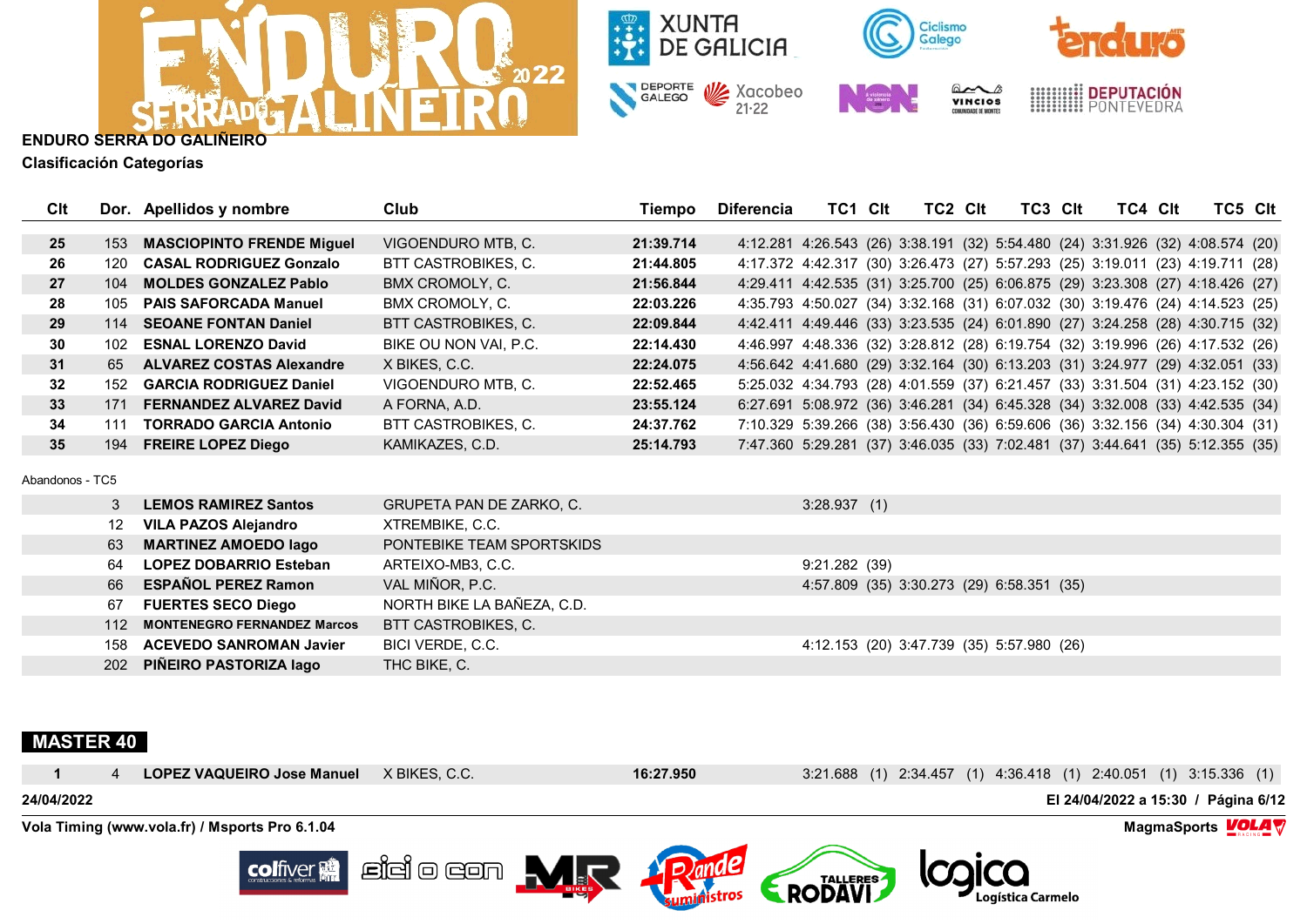**ENDURO SERRA DO GALIÑEIRO**

**Clasificación Categorías**

| Clt | Dor. | Apellidos y nombre | Club | Tiempo | Diferencia | TC1 | Clt | TC2 | Clt | TC3 | Clt | TC4 | Clt | TC5 | Clt |
|---|---|---|---|---|---|---|---|---|---|---|---|---|---|---|---|
| **25** | 153 | **MASCIOPINTO FRENDE Miguel** | VIGOENDURO MTB, C. | **21:39.714** | 4:12.281 | 4:26.543 | (26) | 3:38.191 | (32) | 5:54.480 | (24) | 3:31.926 | (32) | 4:08.574 | (20) |
| **26** | 120 | **CASAL RODRIGUEZ Gonzalo** | BTT CASTROBIKES, C. | **21:44.805** | 4:17.372 | 4:42.317 | (30) | 3:26.473 | (27) | 5:57.293 | (25) | 3:19.011 | (23) | 4:19.711 | (28) |
| **27** | 104 | **MOLDES GONZALEZ Pablo** | BMX CROMOLY, C. | **21:56.844** | 4:29.411 | 4:42.535 | (31) | 3:25.700 | (25) | 6:06.875 | (29) | 3:23.308 | (27) | 4:18.426 | (27) |
| **28** | 105 | **PAIS SAFORCADA Manuel** | BMX CROMOLY, C. | **22:03.226** | 4:35.793 | 4:50.027 | (34) | 3:32.168 | (31) | 6:07.032 | (30) | 3:19.476 | (24) | 4:14.523 | (25) |
| **29** | 114 | **SEOANE FONTAN Daniel** | BTT CASTROBIKES, C. | **22:09.844** | 4:42.411 | 4:49.446 | (33) | 3:23.535 | (24) | 6:01.890 | (27) | 3:24.258 | (28) | 4:30.715 | (32) |
| **30** | 102 | **ESNAL LORENZO David** | BIKE OU NON VAI, P.C. | **22:14.430** | 4:46.997 | 4:48.336 | (32) | 3:28.812 | (28) | 6:19.754 | (32) | 3:19.996 | (26) | 4:17.532 | (26) |
| **31** | 65 | **ALVAREZ COSTAS Alexandre** | X BIKES, C.C. | **22:24.075** | 4:56.642 | 4:41.680 | (29) | 3:32.164 | (30) | 6:13.203 | (31) | 3:24.977 | (29) | 4:32.051 | (33) |
| **32** | 152 | **GARCIA RODRIGUEZ Daniel** | VIGOENDURO MTB, C. | **22:52.465** | 5:25.032 | 4:34.793 | (28) | 4:01.559 | (37) | 6:21.457 | (33) | 3:31.504 | (31) | 4:23.152 | (30) |
| **33** | 171 | **FERNANDEZ ALVAREZ David** | A FORNA, A.D. | **23:55.124** | 6:27.691 | 5:08.972 | (36) | 3:46.281 | (34) | 6:45.328 | (34) | 3:32.008 | (33) | 4:42.535 | (34) |
| **34** | 111 | **TORRADO GARCIA Antonio** | BTT CASTROBIKES, C. | **24:37.762** | 7:10.329 | 5:39.266 | (38) | 3:56.430 | (36) | 6:59.606 | (36) | 3:32.156 | (34) | 4:30.304 | (31) |
| **35** | 194 | **FREIRE LOPEZ Diego** | KAMIKAZES, C.D. | **25:14.793** | 7:47.360 | 5:29.281 | (37) | 3:46.035 | (33) | 7:02.481 | (37) | 3:44.641 | (35) | 5:12.355 | (35) |

Abandonos - TC5

| Clt | Dor. | Apellidos y nombre | Club | Tiempo | Diferencia | TC1 | Clt | TC2 | Clt | TC3 | Clt | TC4 | Clt | TC5 | Clt |
|---|---|---|---|---|---|---|---|---|---|---|---|---|---|---|---|
| | 3 | **LEMOS RAMIREZ Santos** | GRUPETA PAN DE ZARKO, C. | | | 3:28.937 | (1) | | | | | | | | |
| | 12 | **VILA PAZOS Alejandro** | XTREMBIKE, C.C. | | | | | | | | | | | | |
| | 63 | **MARTINEZ AMOEDO Iago** | PONTEBIKE TEAM SPORTSKIDS | | | | | | | | | | | | |
| | 64 | **LOPEZ DOBARRIO Esteban** | ARTEIXO-MB3, C.C. | | | 9:21.282 | (39) | | | | | | | | |
| | 66 | **ESPAÑOL PEREZ Ramon** | VAL MIÑOR, P.C. | | | 4:57.809 | (35) | 3:30.273 | (29) | 6:58.351 | (35) | | | | |
| | 67 | **FUERTES SECO Diego** | NORTH BIKE LA BAÑEZA, C.D. | | | | | | | | | | | | |
| | 112 | **MONTENEGRO FERNANDEZ Marcos** | BTT CASTROBIKES, C. | | | | | | | | | | | | |
| | 158 | **ACEVEDO SANROMAN Javier** | BICI VERDE, C.C. | | | 4:12.153 | (20) | 3:47.739 | (35) | 5:57.980 | (26) | | | | |
| | 202 | **PIÑEIRO PASTORIZA Iago** | THC BIKE, C. | | | | | | | | | | | | |

## MASTER 40

| Clt | Dor. | Apellidos y nombre | Club | Tiempo | Diferencia | TC1 | Clt | TC2 | Clt | TC3 | Clt | TC4 | Clt | TC5 | Clt |
|---|---|---|---|---|---|---|---|---|---|---|---|---|---|---|---|
| **1** | 4 | **LOPEZ VAQUEIRO Jose Manuel** | X BIKES, C.C. | **16:27.950** | | 3:21.688 | (1) | 2:34.457 | (1) | 4:36.418 | (1) | 2:40.051 | (1) | 3:15.336 | (1) |

**24/04/2022** — **El 24/04/2022 a 15:30 / Página 6/12**

**Vola Timing (www.vola.fr) / Msports Pro 6.1.04** — **MagmaSports**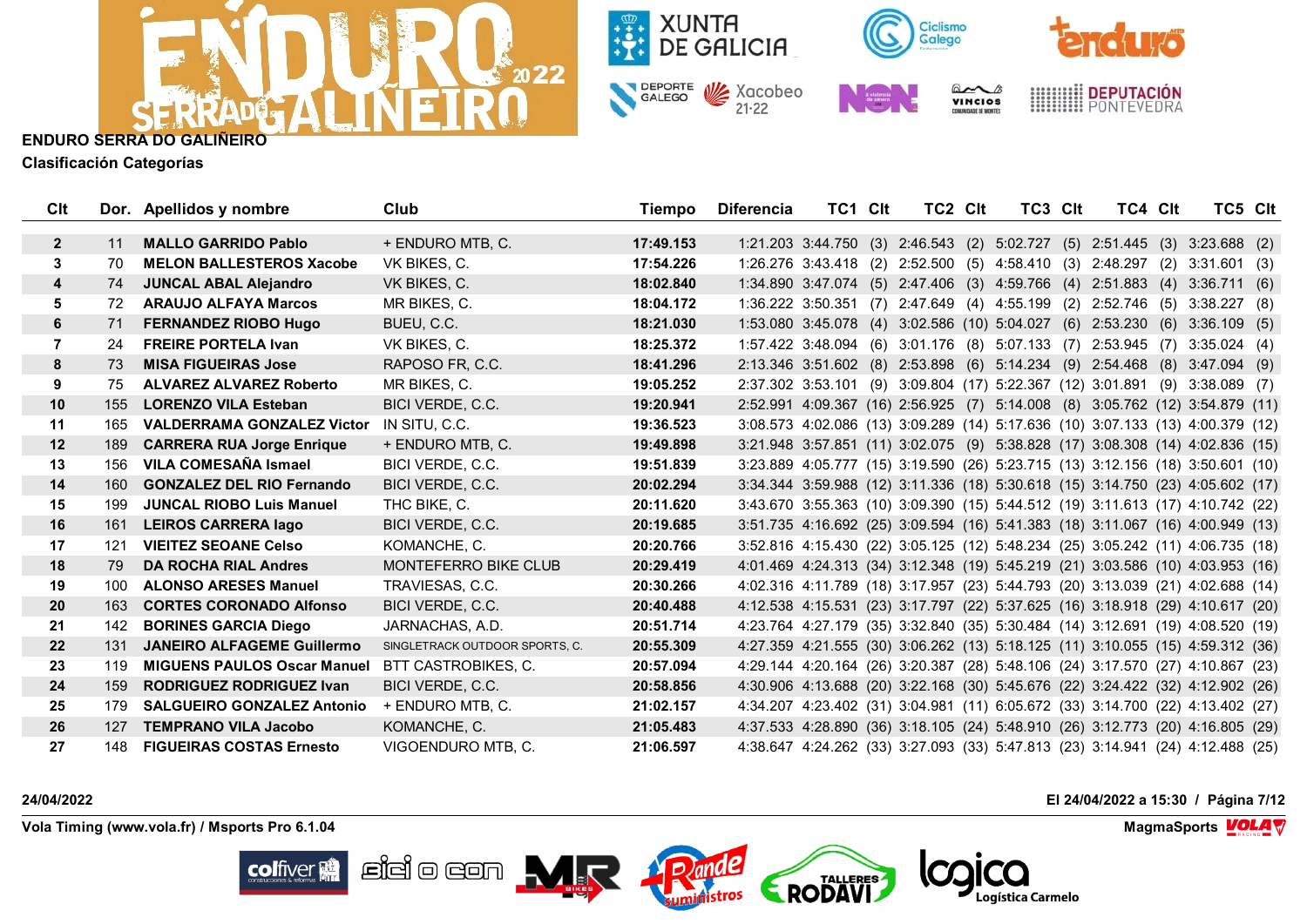**ENDURO SERRA DO GALIÑEIRO**

**Clasificación Categorías**

| Clt | Dor. | Apellidos y nombre | Club | Tiempo | Diferencia | TC1 | Clt | TC2 | Clt | TC3 | Clt | TC4 | Clt | TC5 | Clt |
|---|---|---|---|---|---|---|---|---|---|---|---|---|---|---|---|
| 2 | 11 | MALLO GARRIDO Pablo | + ENDURO MTB, C. | 17:49.153 | 1:21.203 | 3:44.750 | (3) | 2:46.543 | (2) | 5:02.727 | (5) | 2:51.445 | (3) | 3:23.688 | (2) |
| 3 | 70 | MELON BALLESTEROS Xacobe | VK BIKES, C. | 17:54.226 | 1:26.276 | 3:43.418 | (2) | 2:52.500 | (5) | 4:58.410 | (3) | 2:48.297 | (2) | 3:31.601 | (3) |
| 4 | 74 | JUNCAL ABAL Alejandro | VK BIKES, C. | 18:02.840 | 1:34.890 | 3:47.074 | (5) | 2:47.406 | (3) | 4:59.766 | (4) | 2:51.883 | (4) | 3:36.711 | (6) |
| 5 | 72 | ARAUJO ALFAYA Marcos | MR BIKES, C. | 18:04.172 | 1:36.222 | 3:50.351 | (7) | 2:47.649 | (4) | 4:55.199 | (2) | 2:52.746 | (5) | 3:38.227 | (8) |
| 6 | 71 | FERNANDEZ RIOBO Hugo | BUEU, C.C. | 18:21.030 | 1:53.080 | 3:45.078 | (4) | 3:02.586 | (10) | 5:04.027 | (6) | 2:53.230 | (6) | 3:36.109 | (5) |
| 7 | 24 | FREIRE PORTELA Ivan | VK BIKES, C. | 18:25.372 | 1:57.422 | 3:48.094 | (6) | 3:01.176 | (8) | 5:07.133 | (7) | 2:53.945 | (7) | 3:35.024 | (4) |
| 8 | 73 | MISA FIGUEIRAS Jose | RAPOSO FR, C.C. | 18:41.296 | 2:13.346 | 3:51.602 | (8) | 2:53.898 | (6) | 5:14.234 | (9) | 2:54.468 | (8) | 3:47.094 | (9) |
| 9 | 75 | ALVAREZ ALVAREZ Roberto | MR BIKES, C. | 19:05.252 | 2:37.302 | 3:53.101 | (9) | 3:09.804 | (17) | 5:22.367 | (12) | 3:01.891 | (9) | 3:38.089 | (7) |
| 10 | 155 | LORENZO VILA Esteban | BICI VERDE, C.C. | 19:20.941 | 2:52.991 | 4:09.367 | (16) | 2:56.925 | (7) | 5:14.008 | (8) | 3:05.762 | (12) | 3:54.879 | (11) |
| 11 | 165 | VALDERRAMA GONZALEZ Victor | IN SITU, C.C. | 19:36.523 | 3:08.573 | 4:02.086 | (13) | 3:09.289 | (14) | 5:17.636 | (10) | 3:07.133 | (13) | 4:00.379 | (12) |
| 12 | 189 | CARRERA RUA Jorge Enrique | + ENDURO MTB, C. | 19:49.898 | 3:21.948 | 3:57.851 | (11) | 3:02.075 | (9) | 5:38.828 | (17) | 3:08.308 | (14) | 4:02.836 | (15) |
| 13 | 156 | VILA COMESAÑA Ismael | BICI VERDE, C.C. | 19:51.839 | 3:23.889 | 4:05.777 | (15) | 3:19.590 | (26) | 5:23.715 | (13) | 3:12.156 | (18) | 3:50.601 | (10) |
| 14 | 160 | GONZALEZ DEL RIO Fernando | BICI VERDE, C.C. | 20:02.294 | 3:34.344 | 3:59.988 | (12) | 3:11.336 | (18) | 5:30.618 | (15) | 3:14.750 | (23) | 4:05.602 | (17) |
| 15 | 199 | JUNCAL RIOBO Luis Manuel | THC BIKE, C. | 20:11.620 | 3:43.670 | 3:55.363 | (10) | 3:09.390 | (15) | 5:44.512 | (19) | 3:11.613 | (17) | 4:10.742 | (22) |
| 16 | 161 | LEIROS CARRERA Iago | BICI VERDE, C.C. | 20:19.685 | 3:51.735 | 4:16.692 | (25) | 3:09.594 | (16) | 5:41.383 | (18) | 3:11.067 | (16) | 4:00.949 | (13) |
| 17 | 121 | VIEITEZ SEOANE Celso | KOMANCHE, C. | 20:20.766 | 3:52.816 | 4:15.430 | (22) | 3:05.125 | (12) | 5:48.234 | (25) | 3:05.242 | (11) | 4:06.735 | (18) |
| 18 | 79 | DA ROCHA RIAL Andres | MONTEFERRO BIKE CLUB | 20:29.419 | 4:01.469 | 4:24.313 | (34) | 3:12.348 | (19) | 5:45.219 | (21) | 3:03.586 | (10) | 4:03.953 | (16) |
| 19 | 100 | ALONSO ARESES Manuel | TRAVIESAS, C.C. | 20:30.266 | 4:02.316 | 4:11.789 | (18) | 3:17.957 | (23) | 5:44.793 | (20) | 3:13.039 | (21) | 4:02.688 | (14) |
| 20 | 163 | CORTES CORONADO Alfonso | BICI VERDE, C.C. | 20:40.488 | 4:12.538 | 4:15.531 | (23) | 3:17.797 | (22) | 5:37.625 | (16) | 3:18.918 | (29) | 4:10.617 | (20) |
| 21 | 142 | BORINES GARCIA Diego | JARNACHAS, A.D. | 20:51.714 | 4:23.764 | 4:27.179 | (35) | 3:32.840 | (35) | 5:30.484 | (14) | 3:12.691 | (19) | 4:08.520 | (19) |
| 22 | 131 | JANEIRO ALFAGEME Guillermo | SINGLETRACK OUTDOOR SPORTS, C. | 20:55.309 | 4:27.359 | 4:21.555 | (30) | 3:06.262 | (13) | 5:18.125 | (11) | 3:10.055 | (15) | 4:59.312 | (36) |
| 23 | 119 | MIGUENS PAULOS Oscar Manuel | BTT CASTROBIKES, C. | 20:57.094 | 4:29.144 | 4:20.164 | (26) | 3:20.387 | (28) | 5:48.106 | (24) | 3:17.570 | (27) | 4:10.867 | (23) |
| 24 | 159 | RODRIGUEZ RODRIGUEZ Ivan | BICI VERDE, C.C. | 20:58.856 | 4:30.906 | 4:13.688 | (20) | 3:22.168 | (30) | 5:45.676 | (22) | 3:24.422 | (32) | 4:12.902 | (26) |
| 25 | 179 | SALGUEIRO GONZALEZ Antonio | + ENDURO MTB, C. | 21:02.157 | 4:34.207 | 4:23.402 | (31) | 3:04.981 | (11) | 6:05.672 | (33) | 3:14.700 | (22) | 4:13.402 | (27) |
| 26 | 127 | TEMPRANO VILA Jacobo | KOMANCHE, C. | 21:05.483 | 4:37.533 | 4:28.890 | (36) | 3:18.105 | (24) | 5:48.910 | (26) | 3:12.773 | (20) | 4:16.805 | (29) |
| 27 | 148 | FIGUEIRAS COSTAS Ernesto | VIGOENDURO MTB, C. | 21:06.597 | 4:38.647 | 4:24.262 | (33) | 3:27.093 | (33) | 5:47.813 | (23) | 3:14.941 | (24) | 4:12.488 | (25) |

24/04/2022 — El 24/04/2022 a 15:30

Vola Timing (www.vola.fr) / Msports Pro 6.1.04 — MagmaSports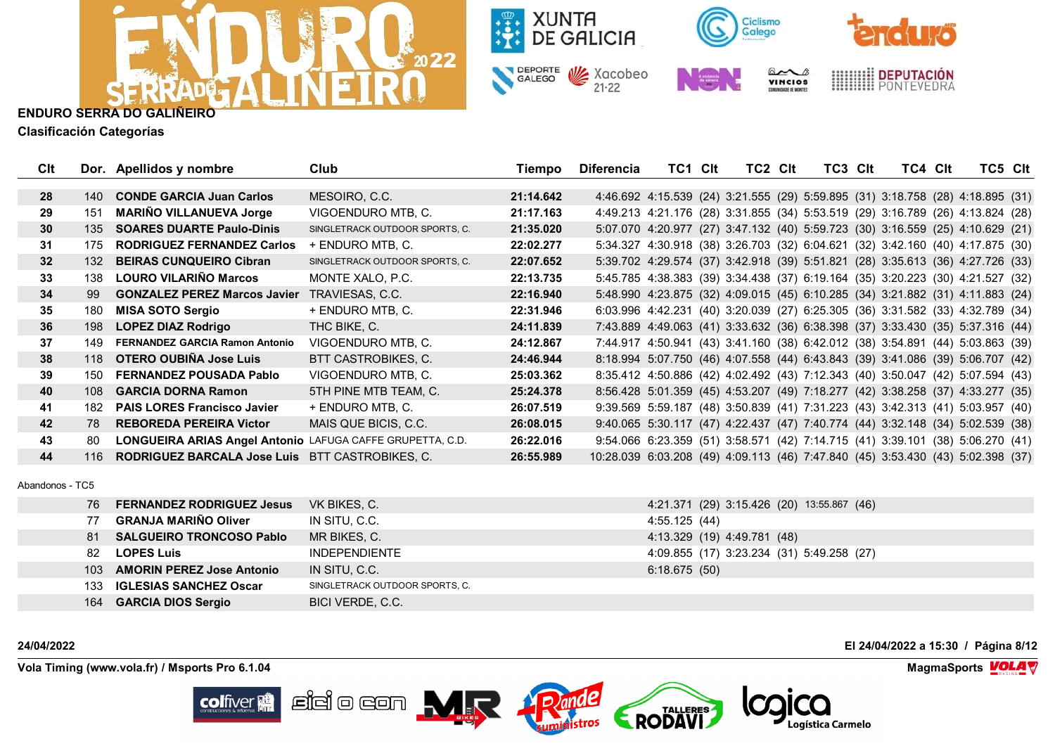**ENDURO SERRA DO GALIÑEIRO**

**Clasificación Categorías**

| Clt | Dor. | Apellidos y nombre | Club | Tiempo | Diferencia | TC1 | Clt | TC2 | Clt | TC3 | Clt | TC4 | Clt | TC5 | Clt |
|---|---|---|---|---|---|---|---|---|---|---|---|---|---|---|---|
| 28 | 140 | **CONDE GARCIA Juan Carlos** | MESOIRO, C.C. | **21:14.642** | 4:46.692 | 4:15.539 | (24) | 3:21.555 | (29) | 5:59.895 | (31) | 3:18.758 | (28) | 4:18.895 | (31) |
| 29 | 151 | **MARIÑO VILLANUEVA Jorge** | VIGOENDURO MTB, C. | **21:17.163** | 4:49.213 | 4:21.176 | (28) | 3:31.855 | (34) | 5:53.519 | (29) | 3:16.789 | (26) | 4:13.824 | (28) |
| 30 | 135 | **SOARES DUARTE Paulo-Dinis** | SINGLETRACK OUTDOOR SPORTS, C. | **21:35.020** | 5:07.070 | 4:20.977 | (27) | 3:47.132 | (40) | 5:59.723 | (30) | 3:16.559 | (25) | 4:10.629 | (21) |
| 31 | 175 | **RODRIGUEZ FERNANDEZ Carlos** | + ENDURO MTB, C. | **22:02.277** | 5:34.327 | 4:30.918 | (38) | 3:26.703 | (32) | 6:04.621 | (32) | 3:42.160 | (40) | 4:17.875 | (30) |
| 32 | 132 | **BEIRAS CUNQUEIRO Cibran** | SINGLETRACK OUTDOOR SPORTS, C. | **22:07.652** | 5:39.702 | 4:29.574 | (37) | 3:42.918 | (39) | 5:51.821 | (28) | 3:35.613 | (36) | 4:27.726 | (33) |
| 33 | 138 | **LOURO VILARIÑO Marcos** | MONTE XALO, P.C. | **22:13.735** | 5:45.785 | 4:38.383 | (39) | 3:34.438 | (37) | 6:19.164 | (35) | 3:20.223 | (30) | 4:21.527 | (32) |
| 34 | 99 | **GONZALEZ PEREZ Marcos Javier** | TRAVIESAS, C.C. | **22:16.940** | 5:48.990 | 4:23.875 | (32) | 4:09.015 | (45) | 6:10.285 | (34) | 3:21.882 | (31) | 4:11.883 | (24) |
| 35 | 180 | **MISA SOTO Sergio** | + ENDURO MTB, C. | **22:31.946** | 6:03.996 | 4:42.231 | (40) | 3:20.039 | (27) | 6:25.305 | (36) | 3:31.582 | (33) | 4:32.789 | (34) |
| 36 | 198 | **LOPEZ DIAZ Rodrigo** | THC BIKE, C. | **24:11.839** | 7:43.889 | 4:49.063 | (41) | 3:33.632 | (36) | 6:38.398 | (37) | 3:33.430 | (35) | 5:37.316 | (44) |
| 37 | 149 | **FERNANDEZ GARCIA Ramon Antonio** | VIGOENDURO MTB, C. | **24:12.867** | 7:44.917 | 4:50.941 | (43) | 3:41.160 | (38) | 6:42.012 | (38) | 3:54.891 | (44) | 5:03.863 | (39) |
| 38 | 118 | **OTERO OUBIÑA Jose Luis** | BTT CASTROBIKES, C. | **24:46.944** | 8:18.994 | 5:07.750 | (46) | 4:07.558 | (44) | 6:43.843 | (39) | 3:41.086 | (39) | 5:06.707 | (42) |
| 39 | 150 | **FERNANDEZ POUSADA Pablo** | VIGOENDURO MTB, C. | **25:03.362** | 8:35.412 | 4:50.886 | (42) | 4:02.492 | (43) | 7:12.343 | (40) | 3:50.047 | (42) | 5:07.594 | (43) |
| 40 | 108 | **GARCIA DORNA Ramon** | 5TH PINE MTB TEAM, C. | **25:24.378** | 8:56.428 | 5:01.359 | (45) | 4:53.207 | (49) | 7:18.277 | (42) | 3:38.258 | (37) | 4:33.277 | (35) |
| 41 | 182 | **PAIS LORES Francisco Javier** | + ENDURO MTB, C. | **26:07.519** | 9:39.569 | 5:59.187 | (48) | 3:50.839 | (41) | 7:31.223 | (43) | 3:42.313 | (41) | 5:03.957 | (40) |
| 42 | 78 | **REBOREDA PEREIRA Victor** | MAIS QUE BICIS, C.C. | **26:08.015** | 9:40.065 | 5:30.117 | (47) | 4:22.437 | (47) | 7:40.774 | (44) | 3:32.148 | (34) | 5:02.539 | (38) |
| 43 | 80 | **LONGUEIRA ARIAS Angel Antonio** | LAFUGA CAFFE GRUPETTA, C.D. | **26:22.016** | 9:54.066 | 6:23.359 | (51) | 3:58.571 | (42) | 7:14.715 | (41) | 3:39.101 | (38) | 5:06.270 | (41) |
| 44 | 116 | **RODRIGUEZ BARCALA Jose Luis** | BTT CASTROBIKES, C. | **26:55.989** | 10:28.039 | 6:03.208 | (49) | 4:09.113 | (46) | 7:47.840 | (45) | 3:53.430 | (43) | 5:02.398 | (37) |

Abandonos - TC5

| Clt | Dor. | Apellidos y nombre | Club | Tiempo | Diferencia | TC1 | Clt | TC2 | Clt | TC3 | Clt | TC4 | Clt | TC5 | Clt |
|---|---|---|---|---|---|---|---|---|---|---|---|---|---|---|---|
| | 76 | **FERNANDEZ RODRIGUEZ Jesus** | VK BIKES, C. | | | 4:21.371 | (29) | 3:15.426 | (20) | 13:55.867 | (46) | | | | |
| | 77 | **GRANJA MARIÑO Oliver** | IN SITU, C.C. | | | 4:55.125 | (44) | | | | | | | | |
| | 81 | **SALGUEIRO TRONCOSO Pablo** | MR BIKES, C. | | | 4:13.329 | (19) | 4:49.781 | (48) | | | | | | |
| | 82 | **LOPES Luis** | INDEPENDIENTE | | | 4:09.855 | (17) | 3:23.234 | (31) | 5:49.258 | (27) | | | | |
| | 103 | **AMORIN PEREZ Jose Antonio** | IN SITU, C.C. | | | 6:18.675 | (50) | | | | | | | | |
| | 133 | **IGLESIAS SANCHEZ Oscar** | SINGLETRACK OUTDOOR SPORTS, C. | | | | | | | | | | | | |
| | 164 | **GARCIA DIOS Sergio** | BICI VERDE, C.C. | | | | | | | | | | | | |

**24/04/2022** — **El 24/04/2022 a 15:30**

**Vola Timing (www.vola.fr) / Msports Pro 6.1.04** — **MagmaSports**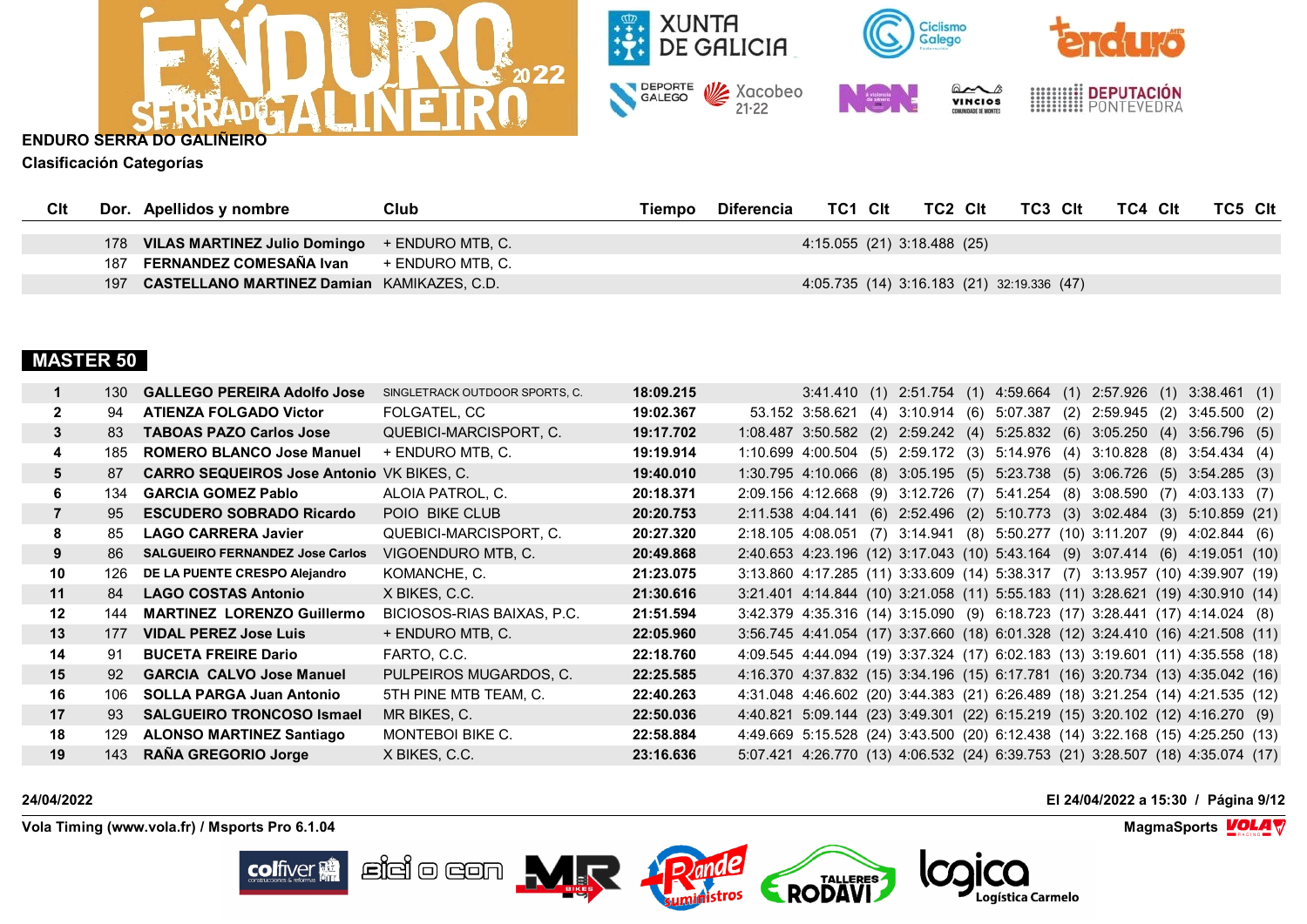## ENDURO SERRA DO GALIÑEIRO

**Clasificación Categorías**

| Clt | Dor. | Apellidos y nombre | Club | Tiempo | Diferencia | TC1 | Clt | TC2 | Clt | TC3 | Clt | TC4 | Clt | TC5 | Clt |
|---|---|---|---|---|---|---|---|---|---|---|---|---|---|---|---|
| | 178 | **VILAS MARTINEZ Julio Domingo** | + ENDURO MTB, C. | | | 4:15.055 | (21) | 3:18.488 | (25) | | | | | | |
| | 187 | **FERNANDEZ COMESAÑA Ivan** | + ENDURO MTB, C. | | | | | | | | | | | | |
| | 197 | **CASTELLANO MARTINEZ Damian** | KAMIKAZES, C.D. | | | 4:05.735 | (14) | 3:16.183 | (21) | 32:19.336 | (47) | | | | |

### MASTER 50

| Clt | Dor. | Apellidos y nombre | Club | Tiempo | Diferencia | TC1 | Clt | TC2 | Clt | TC3 | Clt | TC4 | Clt | TC5 | Clt |
|---|---|---|---|---|---|---|---|---|---|---|---|---|---|---|---|
| **1** | 130 | **GALLEGO PEREIRA Adolfo Jose** | SINGLETRACK OUTDOOR SPORTS, C. | **18:09.215** | | 3:41.410 | (1) | 2:51.754 | (1) | 4:59.664 | (1) | 2:57.926 | (1) | 3:38.461 | (1) |
| **2** | 94 | **ATIENZA FOLGADO Victor** | FOLGATEL, CC | **19:02.367** | 53.152 | 3:58.621 | (4) | 3:10.914 | (6) | 5:07.387 | (2) | 2:59.945 | (2) | 3:45.500 | (2) |
| **3** | 83 | **TABOAS PAZO Carlos Jose** | QUEBICI-MARCISPORT, C. | **19:17.702** | 1:08.487 | 3:50.582 | (2) | 2:59.242 | (4) | 5:25.832 | (6) | 3:05.250 | (4) | 3:56.796 | (5) |
| **4** | 185 | **ROMERO BLANCO Jose Manuel** | + ENDURO MTB, C. | **19:19.914** | 1:10.699 | 4:00.504 | (5) | 2:59.172 | (3) | 5:14.976 | (4) | 3:10.828 | (8) | 3:54.434 | (4) |
| **5** | 87 | **CARRO SEQUEIROS Jose Antonio** | VK BIKES, C. | **19:40.010** | 1:30.795 | 4:10.066 | (8) | 3:05.195 | (5) | 5:23.738 | (5) | 3:06.726 | (5) | 3:54.285 | (3) |
| **6** | 134 | **GARCIA GOMEZ Pablo** | ALOIA PATROL, C. | **20:18.371** | 2:09.156 | 4:12.668 | (9) | 3:12.726 | (7) | 5:41.254 | (8) | 3:08.590 | (7) | 4:03.133 | (7) |
| **7** | 95 | **ESCUDERO SOBRADO Ricardo** | POIO BIKE CLUB | **20:20.753** | 2:11.538 | 4:04.141 | (6) | 2:52.496 | (2) | 5:10.773 | (3) | 3:02.484 | (3) | 5:10.859 | (21) |
| **8** | 85 | **LAGO CARRERA Javier** | QUEBICI-MARCISPORT, C. | **20:27.320** | 2:18.105 | 4:08.051 | (7) | 3:14.941 | (8) | 5:50.277 | (10) | 3:11.207 | (9) | 4:02.844 | (6) |
| **9** | 86 | **SALGUEIRO FERNANDEZ Jose Carlos** | VIGOENDURO MTB, C. | **20:49.868** | 2:40.653 | 4:23.196 | (12) | 3:17.043 | (10) | 5:43.164 | (9) | 3:07.414 | (6) | 4:19.051 | (10) |
| **10** | 126 | **DE LA PUENTE CRESPO Alejandro** | KOMANCHE, C. | **21:23.075** | 3:13.860 | 4:17.285 | (11) | 3:33.609 | (14) | 5:38.317 | (7) | 3:13.957 | (10) | 4:39.907 | (19) |
| **11** | 84 | **LAGO COSTAS Antonio** | X BIKES, C.C. | **21:30.616** | 3:21.401 | 4:14.844 | (10) | 3:21.058 | (11) | 5:55.183 | (11) | 3:28.621 | (19) | 4:30.910 | (14) |
| **12** | 144 | **MARTINEZ LORENZO Guillermo** | BICIOSOS-RIAS BAIXAS, P.C. | **21:51.594** | 3:42.379 | 4:35.316 | (14) | 3:15.090 | (9) | 6:18.723 | (17) | 3:28.441 | (17) | 4:14.024 | (8) |
| **13** | 177 | **VIDAL PEREZ Jose Luis** | + ENDURO MTB, C. | **22:05.960** | 3:56.745 | 4:41.054 | (17) | 3:37.660 | (18) | 6:01.328 | (12) | 3:24.410 | (16) | 4:21.508 | (11) |
| **14** | 91 | **BUCETA FREIRE Dario** | FARTO, C.C. | **22:18.760** | 4:09.545 | 4:44.094 | (19) | 3:37.324 | (17) | 6:02.183 | (13) | 3:19.601 | (11) | 4:35.558 | (18) |
| **15** | 92 | **GARCIA CALVO Jose Manuel** | PULPEIROS MUGARDOS, C. | **22:25.585** | 4:16.370 | 4:37.832 | (15) | 3:34.196 | (15) | 6:17.781 | (16) | 3:20.734 | (13) | 4:35.042 | (16) |
| **16** | 106 | **SOLLA PARGA Juan Antonio** | 5TH PINE MTB TEAM, C. | **22:40.263** | 4:31.048 | 4:46.602 | (20) | 3:44.383 | (21) | 6:26.489 | (18) | 3:21.254 | (14) | 4:21.535 | (12) |
| **17** | 93 | **SALGUEIRO TRONCOSO Ismael** | MR BIKES, C. | **22:50.036** | 4:40.821 | 5:09.144 | (23) | 3:49.301 | (22) | 6:15.219 | (15) | 3:20.102 | (12) | 4:16.270 | (9) |
| **18** | 129 | **ALONSO MARTINEZ Santiago** | MONTEBOI BIKE C. | **22:58.884** | 4:49.669 | 5:15.528 | (24) | 3:43.500 | (20) | 6:12.438 | (14) | 3:22.168 | (15) | 4:25.250 | (13) |
| **19** | 143 | **RAÑA GREGORIO Jorge** | X BIKES, C.C. | **23:16.636** | 5:07.421 | 4:26.770 | (13) | 4:06.532 | (24) | 6:39.753 | (21) | 3:28.507 | (18) | 4:35.074 | (17) |

24/04/2022 — El 24/04/2022 a 15:30

Vola Timing (www.vola.fr) / Msports Pro 6.1.04 — MagmaSports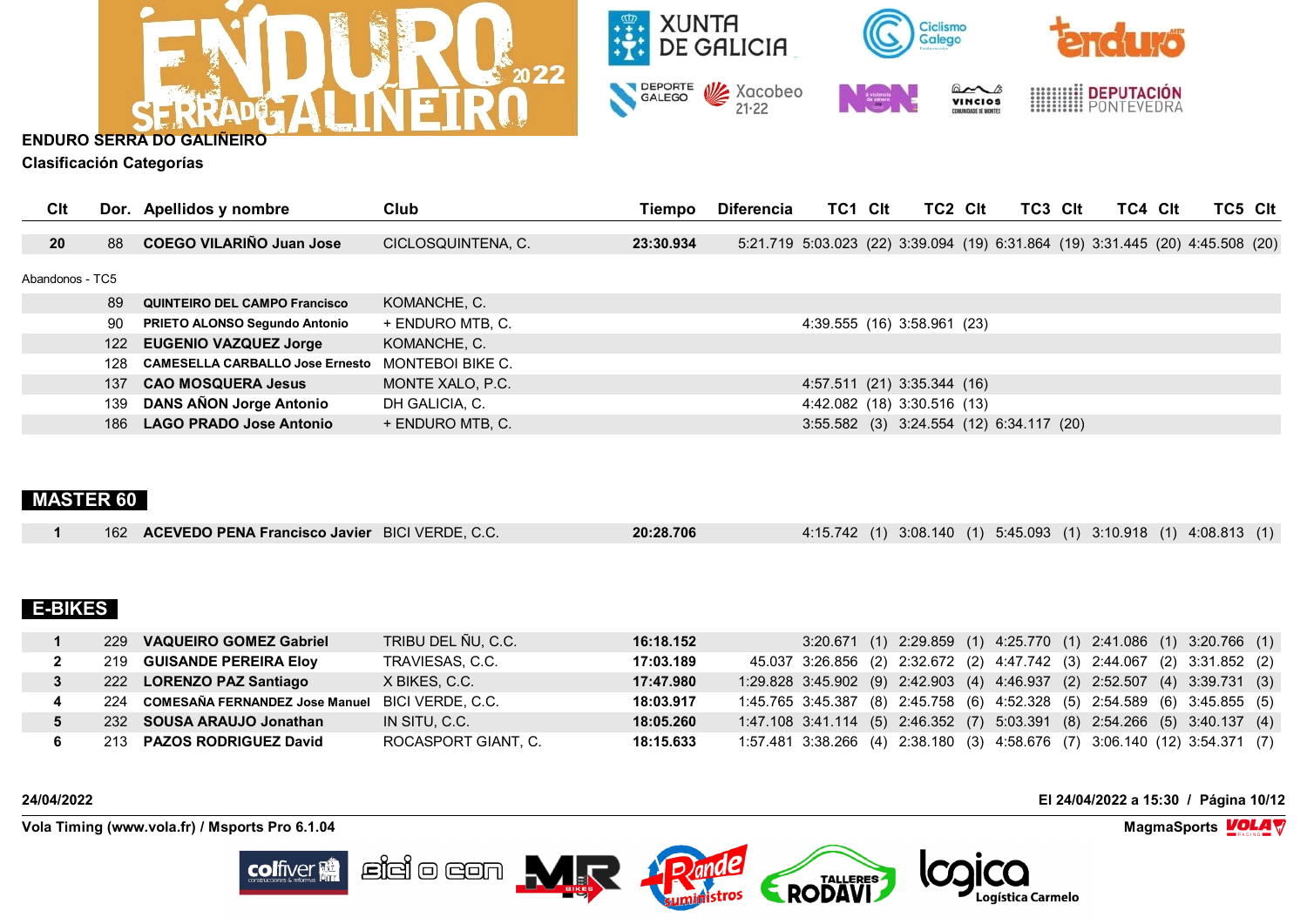**ENDURO SERRA DO GALIÑEIRO**

**Clasificación Categorías**

| Clt | Dor. | Apellidos y nombre | Club | Tiempo | Diferencia | TC1 | Clt | TC2 | Clt | TC3 | Clt | TC4 | Clt | TC5 | Clt |
|---|---|---|---|---|---|---|---|---|---|---|---|---|---|---|---|
| 20 | 88 | COEGO VILARIÑO Juan Jose | CICLOSQUINTENA, C. | 23:30.934 | 5:21.719 | 5:03.023 | (22) | 3:39.094 | (19) | 6:31.864 | (19) | 3:31.445 | (20) | 4:45.508 | (20) |

Abandonos - TC5

| Clt | Dor. | Apellidos y nombre | Club | Tiempo | Diferencia | TC1 | Clt | TC2 | Clt | TC3 | Clt | TC4 | Clt | TC5 | Clt |
|---|---|---|---|---|---|---|---|---|---|---|---|---|---|---|---|
| | 89 | QUINTEIRO DEL CAMPO Francisco | KOMANCHE, C. | | | | | | | | | | | | |
| | 90 | PRIETO ALONSO Segundo Antonio | + ENDURO MTB, C. | | | 4:39.555 | (16) | 3:58.961 | (23) | | | | | | |
| | 122 | EUGENIO VAZQUEZ Jorge | KOMANCHE, C. | | | | | | | | | | | | |
| | 128 | CAMESELLA CARBALLO Jose Ernesto | MONTEBOI BIKE C. | | | | | | | | | | | | |
| | 137 | CAO MOSQUERA Jesus | MONTE XALO, P.C. | | | 4:57.511 | (21) | 3:35.344 | (16) | | | | | | |
| | 139 | DANS AÑON Jorge Antonio | DH GALICIA, C. | | | 4:42.082 | (18) | 3:30.516 | (13) | | | | | | |
| | 186 | LAGO PRADO Jose Antonio | + ENDURO MTB, C. | | | 3:55.582 | (3) | 3:24.554 | (12) | 6:34.117 | (20) | | | | |

## MASTER 60

| Clt | Dor. | Apellidos y nombre | Club | Tiempo | Diferencia | TC1 | Clt | TC2 | Clt | TC3 | Clt | TC4 | Clt | TC5 | Clt |
|---|---|---|---|---|---|---|---|---|---|---|---|---|---|---|---|
| 1 | 162 | ACEVEDO PENA Francisco Javier | BICI VERDE, C.C. | 20:28.706 | | 4:15.742 | (1) | 3:08.140 | (1) | 5:45.093 | (1) | 3:10.918 | (1) | 4:08.813 | (1) |

## E-BIKES

| Clt | Dor. | Apellidos y nombre | Club | Tiempo | Diferencia | TC1 | Clt | TC2 | Clt | TC3 | Clt | TC4 | Clt | TC5 | Clt |
|---|---|---|---|---|---|---|---|---|---|---|---|---|---|---|---|
| 1 | 229 | VAQUEIRO GOMEZ Gabriel | TRIBU DEL ÑU, C.C. | 16:18.152 | | 3:20.671 | (1) | 2:29.859 | (1) | 4:25.770 | (1) | 2:41.086 | (1) | 3:20.766 | (1) |
| 2 | 219 | GUISANDE PEREIRA Eloy | TRAVIESAS, C.C. | 17:03.189 | 45.037 | 3:26.856 | (2) | 2:32.672 | (2) | 4:47.742 | (3) | 2:44.067 | (2) | 3:31.852 | (2) |
| 3 | 222 | LORENZO PAZ Santiago | X BIKES, C.C. | 17:47.980 | 1:29.828 | 3:45.902 | (9) | 2:42.903 | (4) | 4:46.937 | (2) | 2:52.507 | (4) | 3:39.731 | (3) |
| 4 | 224 | COMESAÑA FERNANDEZ Jose Manuel | BICI VERDE, C.C. | 18:03.917 | 1:45.765 | 3:45.387 | (8) | 2:45.758 | (6) | 4:52.328 | (5) | 2:54.589 | (6) | 3:45.855 | (5) |
| 5 | 232 | SOUSA ARAUJO Jonathan | IN SITU, C.C. | 18:05.260 | 1:47.108 | 3:41.114 | (5) | 2:46.352 | (7) | 5:03.391 | (8) | 2:54.266 | (5) | 3:40.137 | (4) |
| 6 | 213 | PAZOS RODRIGUEZ David | ROCASPORT GIANT, C. | 18:15.633 | 1:57.481 | 3:38.266 | (4) | 2:38.180 | (3) | 4:58.676 | (7) | 3:06.140 | (12) | 3:54.371 | (7) |

24/04/2022 — El 24/04/2022 a 15:30

Vola Timing (www.vola.fr) / Msports Pro 6.1.04 — MagmaSports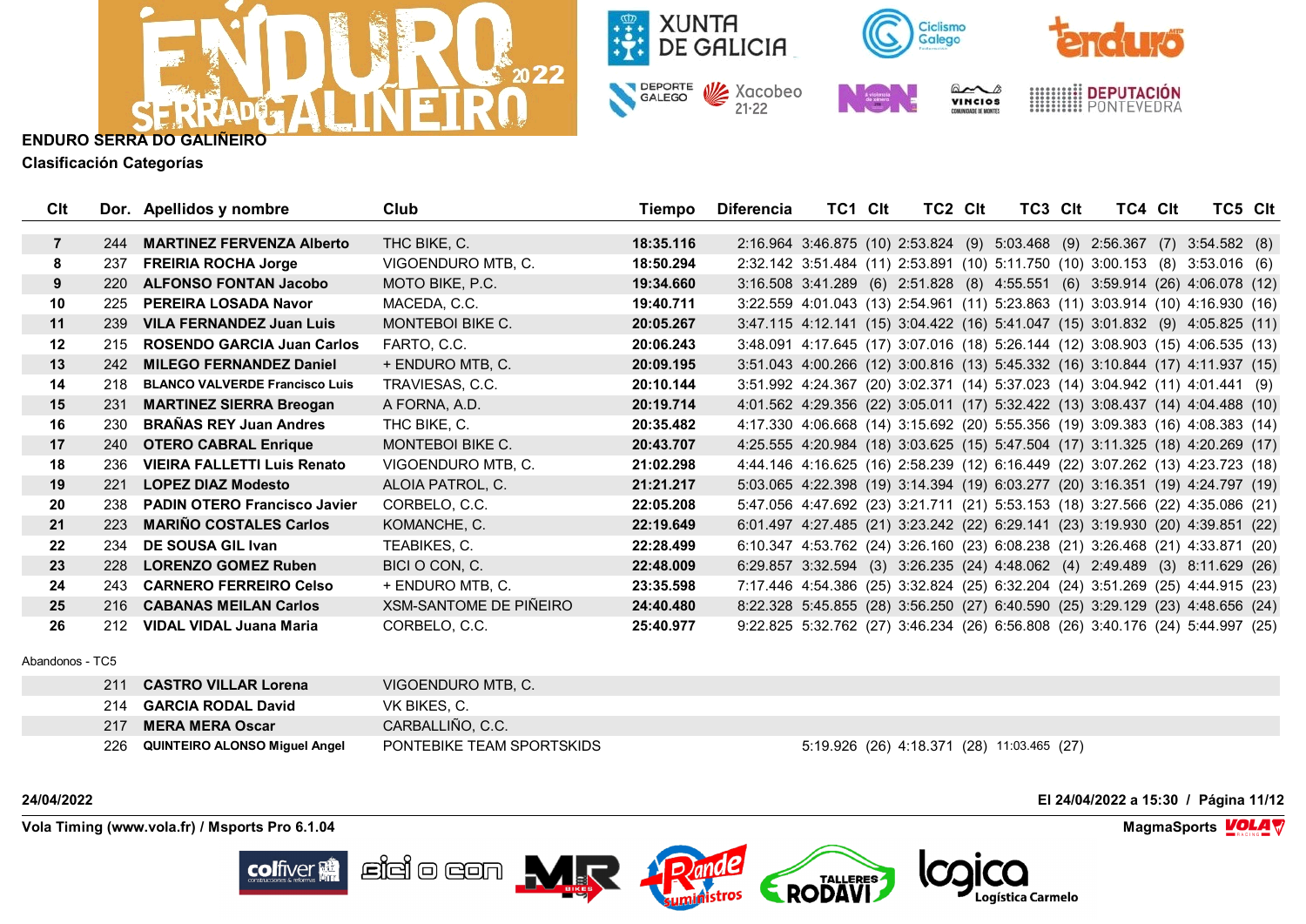**ENDURO SERRA DO GALIÑEIRO**

**Clasificación Categorías**

| Clt | Dor. | Apellidos y nombre | Club | Tiempo | Diferencia | TC1 | Clt | TC2 | Clt | TC3 | Clt | TC4 | Clt | TC5 | Clt |
|---|---|---|---|---|---|---|---|---|---|---|---|---|---|---|---|
| **7** | 244 | **MARTINEZ FERVENZA Alberto** | THC BIKE, C. | **18:35.116** | 2:16.964 | 3:46.875 | (10) | 2:53.824 | (9) | 5:03.468 | (9) | 2:56.367 | (7) | 3:54.582 | (8) |
| **8** | 237 | **FREIRIA ROCHA Jorge** | VIGOENDURO MTB, C. | **18:50.294** | 2:32.142 | 3:51.484 | (11) | 2:53.891 | (10) | 5:11.750 | (10) | 3:00.153 | (8) | 3:53.016 | (6) |
| **9** | 220 | **ALFONSO FONTAN Jacobo** | MOTO BIKE, P.C. | **19:34.660** | 3:16.508 | 3:41.289 | (6) | 2:51.828 | (8) | 4:55.551 | (6) | 3:59.914 | (26) | 4:06.078 | (12) |
| **10** | 225 | **PEREIRA LOSADA Navor** | MACEDA, C.C. | **19:40.711** | 3:22.559 | 4:01.043 | (13) | 2:54.961 | (11) | 5:23.863 | (11) | 3:03.914 | (10) | 4:16.930 | (16) |
| **11** | 239 | **VILA FERNANDEZ Juan Luis** | MONTEBOI BIKE C. | **20:05.267** | 3:47.115 | 4:12.141 | (15) | 3:04.422 | (16) | 5:41.047 | (15) | 3:01.832 | (9) | 4:05.825 | (11) |
| **12** | 215 | **ROSENDO GARCIA Juan Carlos** | FARTO, C.C. | **20:06.243** | 3:48.091 | 4:17.645 | (17) | 3:07.016 | (18) | 5:26.144 | (12) | 3:08.903 | (15) | 4:06.535 | (13) |
| **13** | 242 | **MILEGO FERNANDEZ Daniel** | + ENDURO MTB, C. | **20:09.195** | 3:51.043 | 4:00.266 | (12) | 3:00.816 | (13) | 5:45.332 | (16) | 3:10.844 | (17) | 4:11.937 | (15) |
| **14** | 218 | **BLANCO VALVERDE Francisco Luis** | TRAVIESAS, C.C. | **20:10.144** | 3:51.992 | 4:24.367 | (20) | 3:02.371 | (14) | 5:37.023 | (14) | 3:04.942 | (11) | 4:01.441 | (9) |
| **15** | 231 | **MARTINEZ SIERRA Breogan** | A FORNA, A.D. | **20:19.714** | 4:01.562 | 4:29.356 | (22) | 3:05.011 | (17) | 5:32.422 | (13) | 3:08.437 | (14) | 4:04.488 | (10) |
| **16** | 230 | **BRAÑAS REY Juan Andres** | THC BIKE, C. | **20:35.482** | 4:17.330 | 4:06.668 | (14) | 3:15.692 | (20) | 5:55.356 | (19) | 3:09.383 | (16) | 4:08.383 | (14) |
| **17** | 240 | **OTERO CABRAL Enrique** | MONTEBOI BIKE C. | **20:43.707** | 4:25.555 | 4:20.984 | (18) | 3:03.625 | (15) | 5:47.504 | (17) | 3:11.325 | (18) | 4:20.269 | (17) |
| **18** | 236 | **VIEIRA FALLETTI Luis Renato** | VIGOENDURO MTB, C. | **21:02.298** | 4:44.146 | 4:16.625 | (16) | 2:58.239 | (12) | 6:16.449 | (22) | 3:07.262 | (13) | 4:23.723 | (18) |
| **19** | 221 | **LOPEZ DIAZ Modesto** | ALOIA PATROL, C. | **21:21.217** | 5:03.065 | 4:22.398 | (19) | 3:14.394 | (19) | 6:03.277 | (20) | 3:16.351 | (19) | 4:24.797 | (19) |
| **20** | 238 | **PADIN OTERO Francisco Javier** | CORBELO, C.C. | **22:05.208** | 5:47.056 | 4:47.692 | (23) | 3:21.711 | (21) | 5:53.153 | (18) | 3:27.566 | (22) | 4:35.086 | (21) |
| **21** | 223 | **MARIÑO COSTALES Carlos** | KOMANCHE, C. | **22:19.649** | 6:01.497 | 4:27.485 | (21) | 3:23.242 | (22) | 6:29.141 | (23) | 3:19.930 | (20) | 4:39.851 | (22) |
| **22** | 234 | **DE SOUSA GIL Ivan** | TEABIKES, C. | **22:28.499** | 6:10.347 | 4:53.762 | (24) | 3:26.160 | (23) | 6:08.238 | (21) | 3:26.468 | (21) | 4:33.871 | (20) |
| **23** | 228 | **LORENZO GOMEZ Ruben** | BICI O CON, C. | **22:48.009** | 6:29.857 | 3:32.594 | (3) | 3:26.235 | (24) | 4:48.062 | (4) | 2:49.489 | (3) | 8:11.629 | (26) |
| **24** | 243 | **CARNERO FERREIRO Celso** | + ENDURO MTB, C. | **23:35.598** | 7:17.446 | 4:54.386 | (25) | 3:32.824 | (25) | 6:32.204 | (24) | 3:51.269 | (25) | 4:44.915 | (23) |
| **25** | 216 | **CABANAS MEILAN Carlos** | XSM-SANTOME DE PIÑEIRO | **24:40.480** | 8:22.328 | 5:45.855 | (28) | 3:56.250 | (27) | 6:40.590 | (25) | 3:29.129 | (23) | 4:48.656 | (24) |
| **26** | 212 | **VIDAL VIDAL Juana Maria** | CORBELO, C.C. | **25:40.977** | 9:22.825 | 5:32.762 | (27) | 3:46.234 | (26) | 6:56.808 | (26) | 3:40.176 | (24) | 5:44.997 | (25) |

Abandonos - TC5

| Clt | Dor. | Apellidos y nombre | Club | Tiempo | Diferencia | TC1 | Clt | TC2 | Clt | TC3 | Clt | TC4 | Clt | TC5 | Clt |
|---|---|---|---|---|---|---|---|---|---|---|---|---|---|---|---|
| | 211 | **CASTRO VILLAR Lorena** | VIGOENDURO MTB, C. | | | | | | | | | | | | |
| | 214 | **GARCIA RODAL David** | VK BIKES, C. | | | | | | | | | | | | |
| | 217 | **MERA MERA Oscar** | CARBALLIÑO, C.C. | | | | | | | | | | | | |
| | 226 | **QUINTEIRO ALONSO Miguel Angel** | PONTEBIKE TEAM SPORTSKIDS | | | 5:19.926 | (26) | 4:18.371 | (28) | 11:03.465 | (27) | | | | |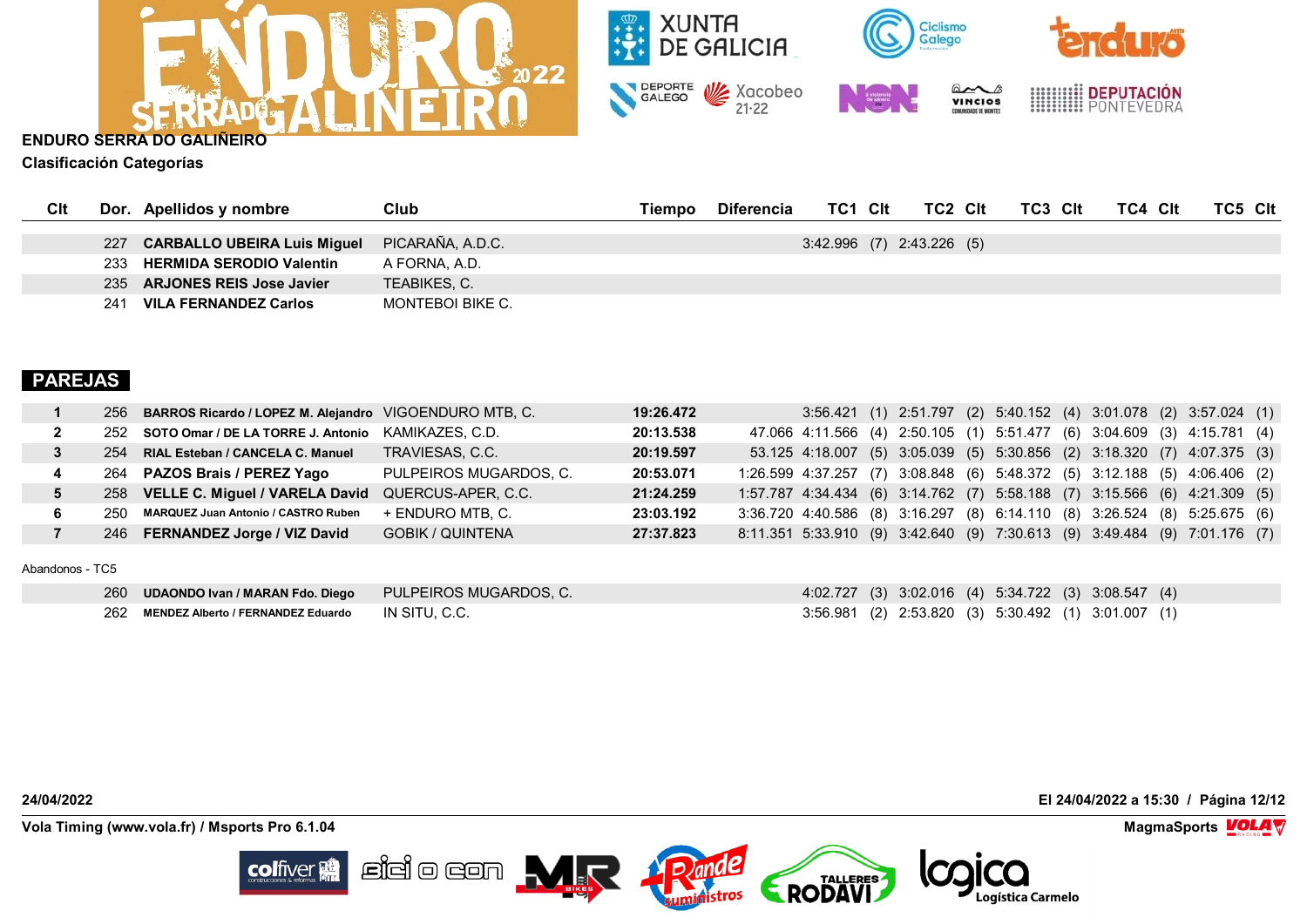**ENDURO SERRA DO GALIÑEIRO**

**Clasificación Categorías**

| Clt | Dor. | Apellidos y nombre | Club | Tiempo | Diferencia | TC1 | Clt | TC2 | Clt | TC3 | Clt | TC4 | Clt | TC5 | Clt |
|---|---|---|---|---|---|---|---|---|---|---|---|---|---|---|---|
| | 227 | **CARBALLO UBEIRA Luis Miguel** | PICARAÑA, A.D.C. | | | 3:42.996 | (7) | 2:43.226 | (5) | | | | | | |
| | 233 | **HERMIDA SERODIO Valentin** | A FORNA, A.D. | | | | | | | | | | | | |
| | 235 | **ARJONES REIS Jose Javier** | TEABIKES, C. | | | | | | | | | | | | |
| | 241 | **VILA FERNANDEZ Carlos** | MONTEBOI BIKE C. | | | | | | | | | | | | |

## PAREJAS

| Clt | Dor. | Apellidos y nombre | Club | Tiempo | Diferencia | TC1 | Clt | TC2 | Clt | TC3 | Clt | TC4 | Clt | TC5 | Clt |
|---|---|---|---|---|---|---|---|---|---|---|---|---|---|---|---|
| **1** | 256 | **BARROS Ricardo / LOPEZ M. Alejandro** | VIGOENDURO MTB, C. | **19:26.472** | | 3:56.421 | (1) | 2:51.797 | (2) | 5:40.152 | (4) | 3:01.078 | (2) | 3:57.024 | (1) |
| **2** | 252 | **SOTO Omar / DE LA TORRE J. Antonio** | KAMIKAZES, C.D. | **20:13.538** | 47.066 | 4:11.566 | (4) | 2:50.105 | (1) | 5:51.477 | (6) | 3:04.609 | (3) | 4:15.781 | (4) |
| **3** | 254 | **RIAL Esteban / CANCELA C. Manuel** | TRAVIESAS, C.C. | **20:19.597** | 53.125 | 4:18.007 | (5) | 3:05.039 | (5) | 5:30.856 | (2) | 3:18.320 | (7) | 4:07.375 | (3) |
| **4** | 264 | **PAZOS Brais / PEREZ Yago** | PULPEIROS MUGARDOS, C. | **20:53.071** | 1:26.599 | 4:37.257 | (7) | 3:08.848 | (6) | 5:48.372 | (5) | 3:12.188 | (5) | 4:06.406 | (2) |
| **5** | 258 | **VELLE C. Miguel / VARELA David** | QUERCUS-APER, C.C. | **21:24.259** | 1:57.787 | 4:34.434 | (6) | 3:14.762 | (7) | 5:58.188 | (7) | 3:15.566 | (6) | 4:21.309 | (5) |
| **6** | 250 | **MARQUEZ Juan Antonio / CASTRO Ruben** | + ENDURO MTB, C. | **23:03.192** | 3:36.720 | 4:40.586 | (8) | 3:16.297 | (8) | 6:14.110 | (8) | 3:26.524 | (8) | 5:25.675 | (6) |
| **7** | 246 | **FERNANDEZ Jorge / VIZ David** | GOBIK / QUINTENA | **27:37.823** | 8:11.351 | 5:33.910 | (9) | 3:42.640 | (9) | 7:30.613 | (9) | 3:49.484 | (9) | 7:01.176 | (7) |

Abandonos - TC5

| Clt | Dor. | Apellidos y nombre | Club | Tiempo | Diferencia | TC1 | Clt | TC2 | Clt | TC3 | Clt | TC4 | Clt | TC5 | Clt |
|---|---|---|---|---|---|---|---|---|---|---|---|---|---|---|---|
| | 260 | **UDAONDO Ivan / MARAN Fdo. Diego** | PULPEIROS MUGARDOS, C. | | | 4:02.727 | (3) | 3:02.016 | (4) | 5:34.722 | (3) | 3:08.547 | (4) | | |
| | 262 | **MENDEZ Alberto / FERNANDEZ Eduardo** | IN SITU, C.C. | | | 3:56.981 | (2) | 2:53.820 | (3) | 5:30.492 | (1) | 3:01.007 | (1) | | |

**24/04/2022** **El 24/04/2022 a 15:30**

**Vola Timing (www.vola.fr) / Msports Pro 6.1.04** **MagmaSports**